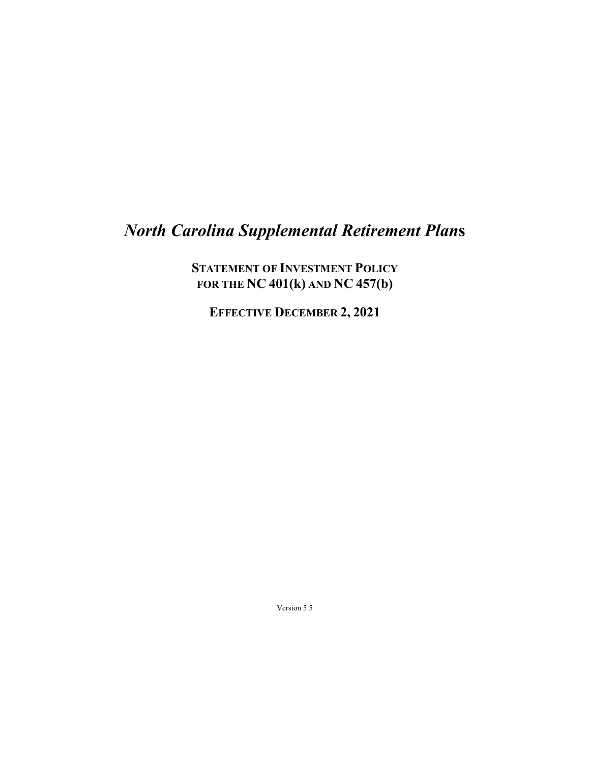# *North Carolina Supplemental Retirement Plans*

**STATEMENT OF INVESTMENT POLICY FOR THE NC 401(k) AND NC 457(b)**

**EFFECTIVE DECEMBER 2, 2021**

Version 5.5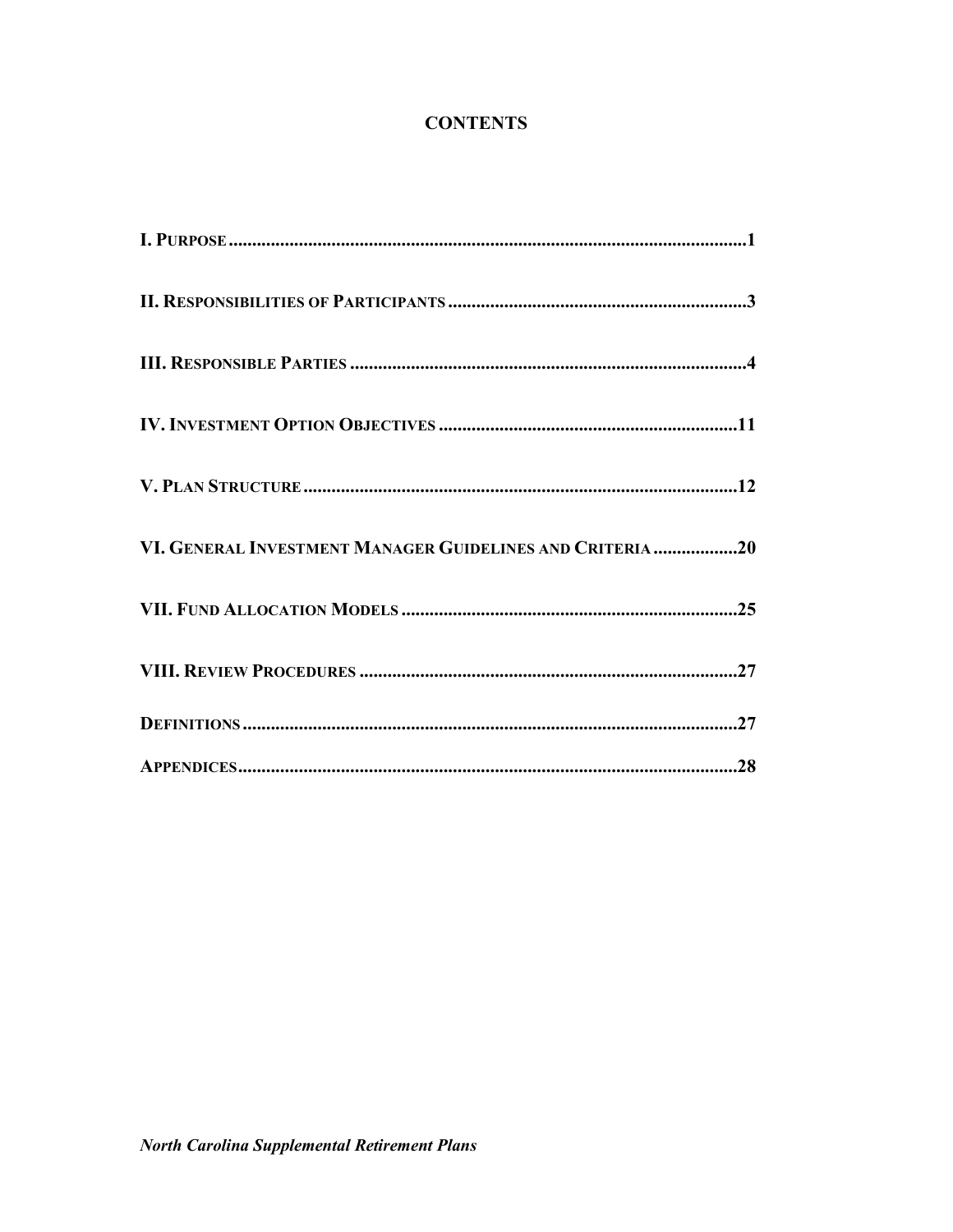# CONTENTS

**I. Purpose** .......................................................................................................... **1**

**II. Responsibilities of Participants** ................................................................ **3**

**III. Responsible Parties** .................................................................................. **4**

**IV. Investment Option Objectives** ............................................................... **11**

**V. Plan Structure** ............................................................................................ **12**

**VI. General Investment Manager Guidelines and Criteria** .................. **20**

**VII. Fund Allocation Models** ........................................................................ **25**

**VIII. Review Procedures** ................................................................................ **27**

**Definitions** ........................................................................................................ **27**

**Appendices** ....................................................................................................... **28**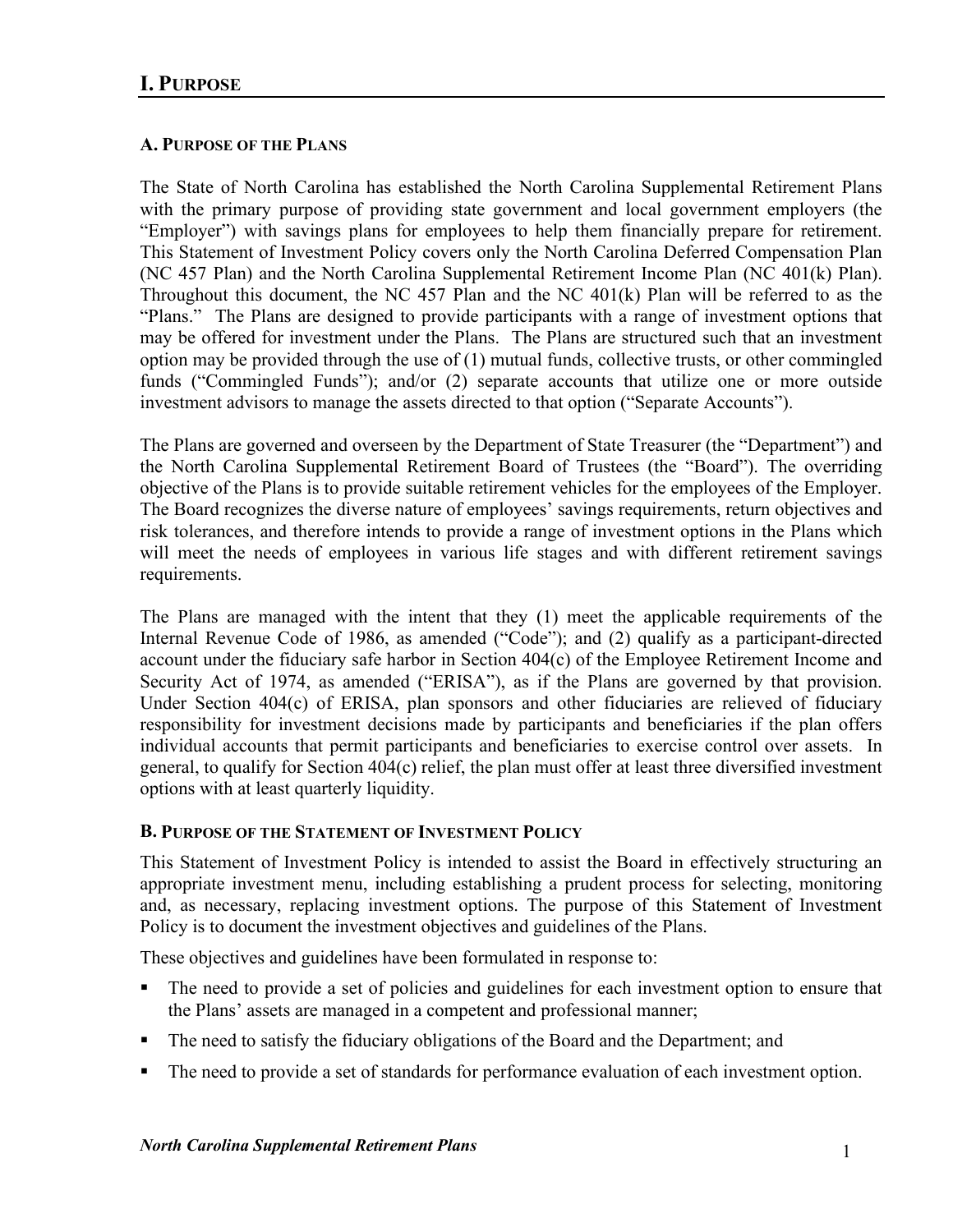## I. Purpose

### A. Purpose of the Plans

The State of North Carolina has established the North Carolina Supplemental Retirement Plans with the primary purpose of providing state government and local government employers (the "Employer") with savings plans for employees to help them financially prepare for retirement. This Statement of Investment Policy covers only the North Carolina Deferred Compensation Plan (NC 457 Plan) and the North Carolina Supplemental Retirement Income Plan (NC 401(k) Plan). Throughout this document, the NC 457 Plan and the NC 401(k) Plan will be referred to as the "Plans." The Plans are designed to provide participants with a range of investment options that may be offered for investment under the Plans. The Plans are structured such that an investment option may be provided through the use of (1) mutual funds, collective trusts, or other commingled funds ("Commingled Funds"); and/or (2) separate accounts that utilize one or more outside investment advisors to manage the assets directed to that option ("Separate Accounts").

The Plans are governed and overseen by the Department of State Treasurer (the "Department") and the North Carolina Supplemental Retirement Board of Trustees (the "Board"). The overriding objective of the Plans is to provide suitable retirement vehicles for the employees of the Employer. The Board recognizes the diverse nature of employees' savings requirements, return objectives and risk tolerances, and therefore intends to provide a range of investment options in the Plans which will meet the needs of employees in various life stages and with different retirement savings requirements.

The Plans are managed with the intent that they (1) meet the applicable requirements of the Internal Revenue Code of 1986, as amended ("Code"); and (2) qualify as a participant-directed account under the fiduciary safe harbor in Section 404(c) of the Employee Retirement Income and Security Act of 1974, as amended ("ERISA"), as if the Plans are governed by that provision. Under Section 404(c) of ERISA, plan sponsors and other fiduciaries are relieved of fiduciary responsibility for investment decisions made by participants and beneficiaries if the plan offers individual accounts that permit participants and beneficiaries to exercise control over assets. In general, to qualify for Section 404(c) relief, the plan must offer at least three diversified investment options with at least quarterly liquidity.

### B. Purpose of the Statement of Investment Policy

This Statement of Investment Policy is intended to assist the Board in effectively structuring an appropriate investment menu, including establishing a prudent process for selecting, monitoring and, as necessary, replacing investment options. The purpose of this Statement of Investment Policy is to document the investment objectives and guidelines of the Plans.

These objectives and guidelines have been formulated in response to:

- The need to provide a set of policies and guidelines for each investment option to ensure that the Plans' assets are managed in a competent and professional manner;
- The need to satisfy the fiduciary obligations of the Board and the Department; and
- The need to provide a set of standards for performance evaluation of each investment option.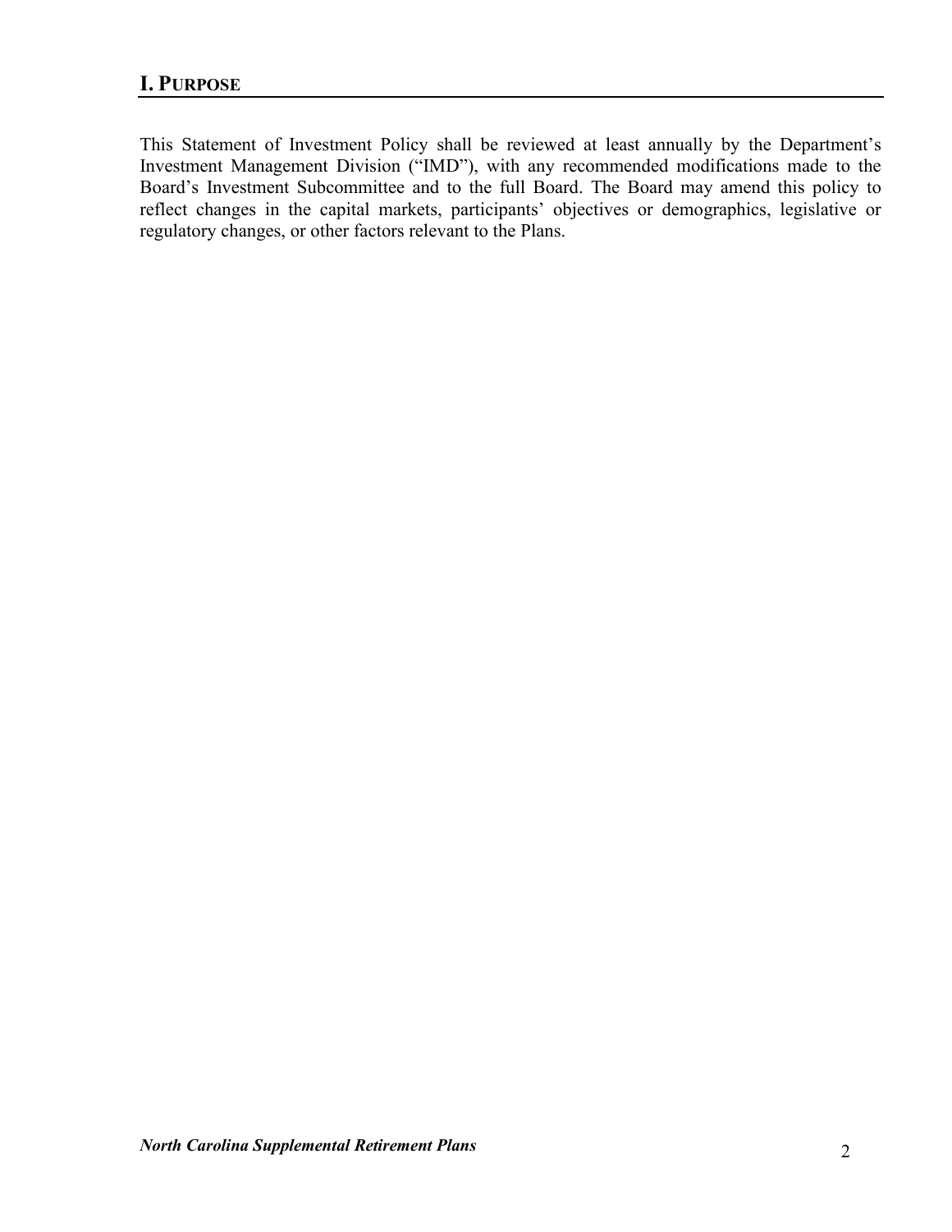## I. PURPOSE

This Statement of Investment Policy shall be reviewed at least annually by the Department's Investment Management Division ("IMD"), with any recommended modifications made to the Board's Investment Subcommittee and to the full Board. The Board may amend this policy to reflect changes in the capital markets, participants' objectives or demographics, legislative or regulatory changes, or other factors relevant to the Plans.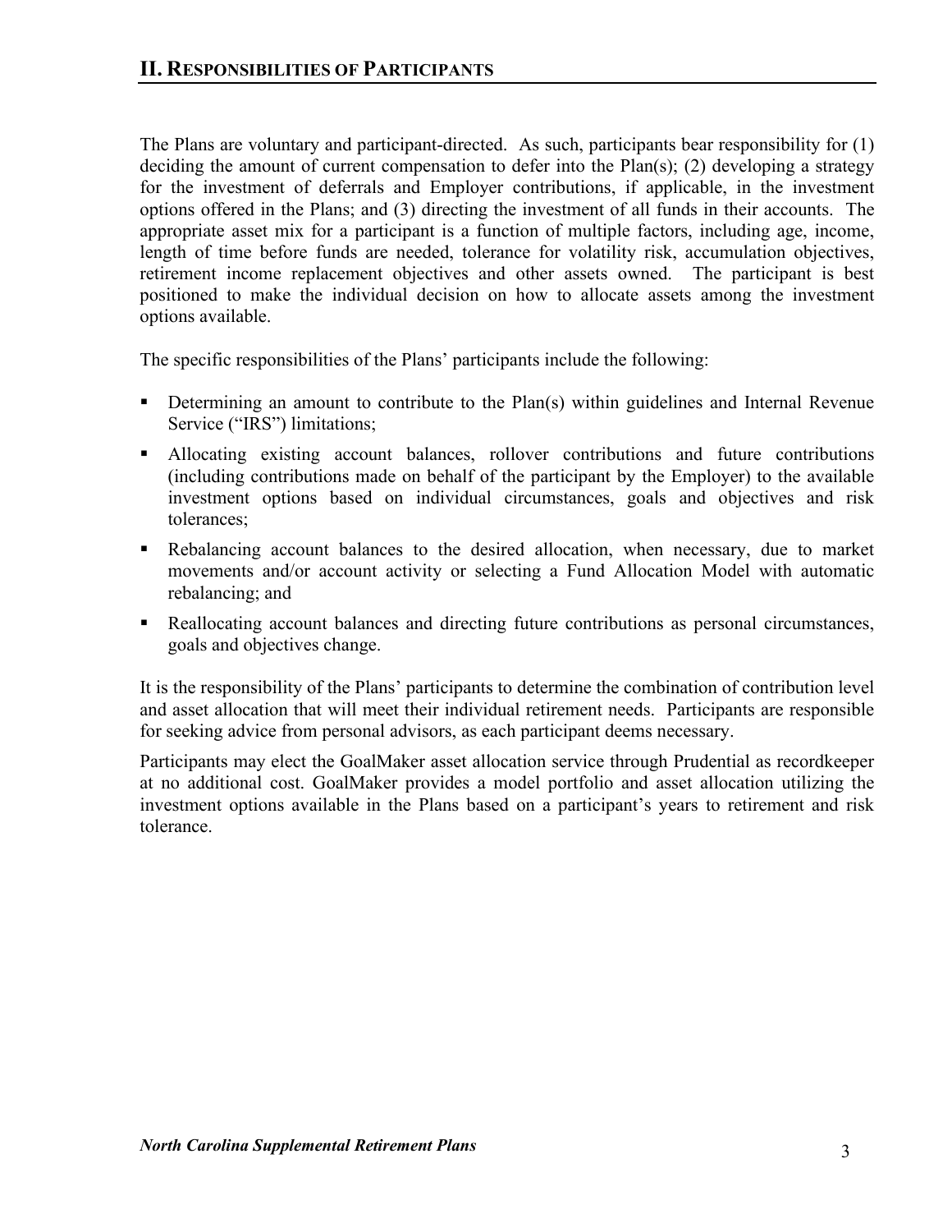## II. Responsibilities of Participants

The Plans are voluntary and participant-directed. As such, participants bear responsibility for (1) deciding the amount of current compensation to defer into the Plan(s); (2) developing a strategy for the investment of deferrals and Employer contributions, if applicable, in the investment options offered in the Plans; and (3) directing the investment of all funds in their accounts. The appropriate asset mix for a participant is a function of multiple factors, including age, income, length of time before funds are needed, tolerance for volatility risk, accumulation objectives, retirement income replacement objectives and other assets owned. The participant is best positioned to make the individual decision on how to allocate assets among the investment options available.

The specific responsibilities of the Plans' participants include the following:

- Determining an amount to contribute to the Plan(s) within guidelines and Internal Revenue Service ("IRS") limitations;
- Allocating existing account balances, rollover contributions and future contributions (including contributions made on behalf of the participant by the Employer) to the available investment options based on individual circumstances, goals and objectives and risk tolerances;
- Rebalancing account balances to the desired allocation, when necessary, due to market movements and/or account activity or selecting a Fund Allocation Model with automatic rebalancing; and
- Reallocating account balances and directing future contributions as personal circumstances, goals and objectives change.

It is the responsibility of the Plans' participants to determine the combination of contribution level and asset allocation that will meet their individual retirement needs. Participants are responsible for seeking advice from personal advisors, as each participant deems necessary.

Participants may elect the GoalMaker asset allocation service through Prudential as recordkeeper at no additional cost. GoalMaker provides a model portfolio and asset allocation utilizing the investment options available in the Plans based on a participant's years to retirement and risk tolerance.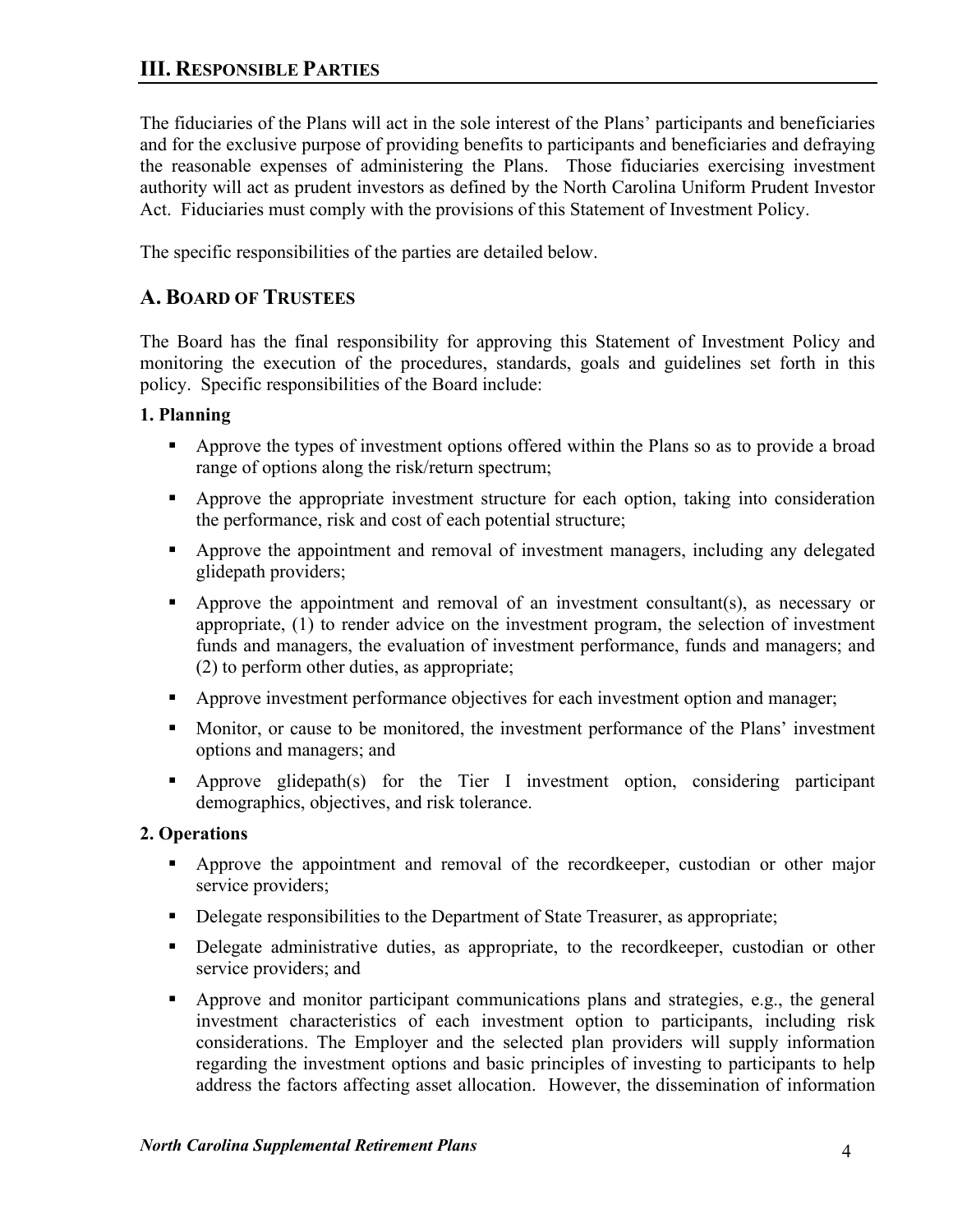## III. Responsible Parties

The fiduciaries of the Plans will act in the sole interest of the Plans' participants and beneficiaries and for the exclusive purpose of providing benefits to participants and beneficiaries and defraying the reasonable expenses of administering the Plans. Those fiduciaries exercising investment authority will act as prudent investors as defined by the North Carolina Uniform Prudent Investor Act. Fiduciaries must comply with the provisions of this Statement of Investment Policy.

The specific responsibilities of the parties are detailed below.

### A. Board of Trustees

The Board has the final responsibility for approving this Statement of Investment Policy and monitoring the execution of the procedures, standards, goals and guidelines set forth in this policy. Specific responsibilities of the Board include:

**1. Planning**

- Approve the types of investment options offered within the Plans so as to provide a broad range of options along the risk/return spectrum;
- Approve the appropriate investment structure for each option, taking into consideration the performance, risk and cost of each potential structure;
- Approve the appointment and removal of investment managers, including any delegated glidepath providers;
- Approve the appointment and removal of an investment consultant(s), as necessary or appropriate, (1) to render advice on the investment program, the selection of investment funds and managers, the evaluation of investment performance, funds and managers; and (2) to perform other duties, as appropriate;
- Approve investment performance objectives for each investment option and manager;
- Monitor, or cause to be monitored, the investment performance of the Plans' investment options and managers; and
- Approve glidepath(s) for the Tier I investment option, considering participant demographics, objectives, and risk tolerance.

**2. Operations**

- Approve the appointment and removal of the recordkeeper, custodian or other major service providers;
- Delegate responsibilities to the Department of State Treasurer, as appropriate;
- Delegate administrative duties, as appropriate, to the recordkeeper, custodian or other service providers; and
- Approve and monitor participant communications plans and strategies, e.g., the general investment characteristics of each investment option to participants, including risk considerations. The Employer and the selected plan providers will supply information regarding the investment options and basic principles of investing to participants to help address the factors affecting asset allocation. However, the dissemination of information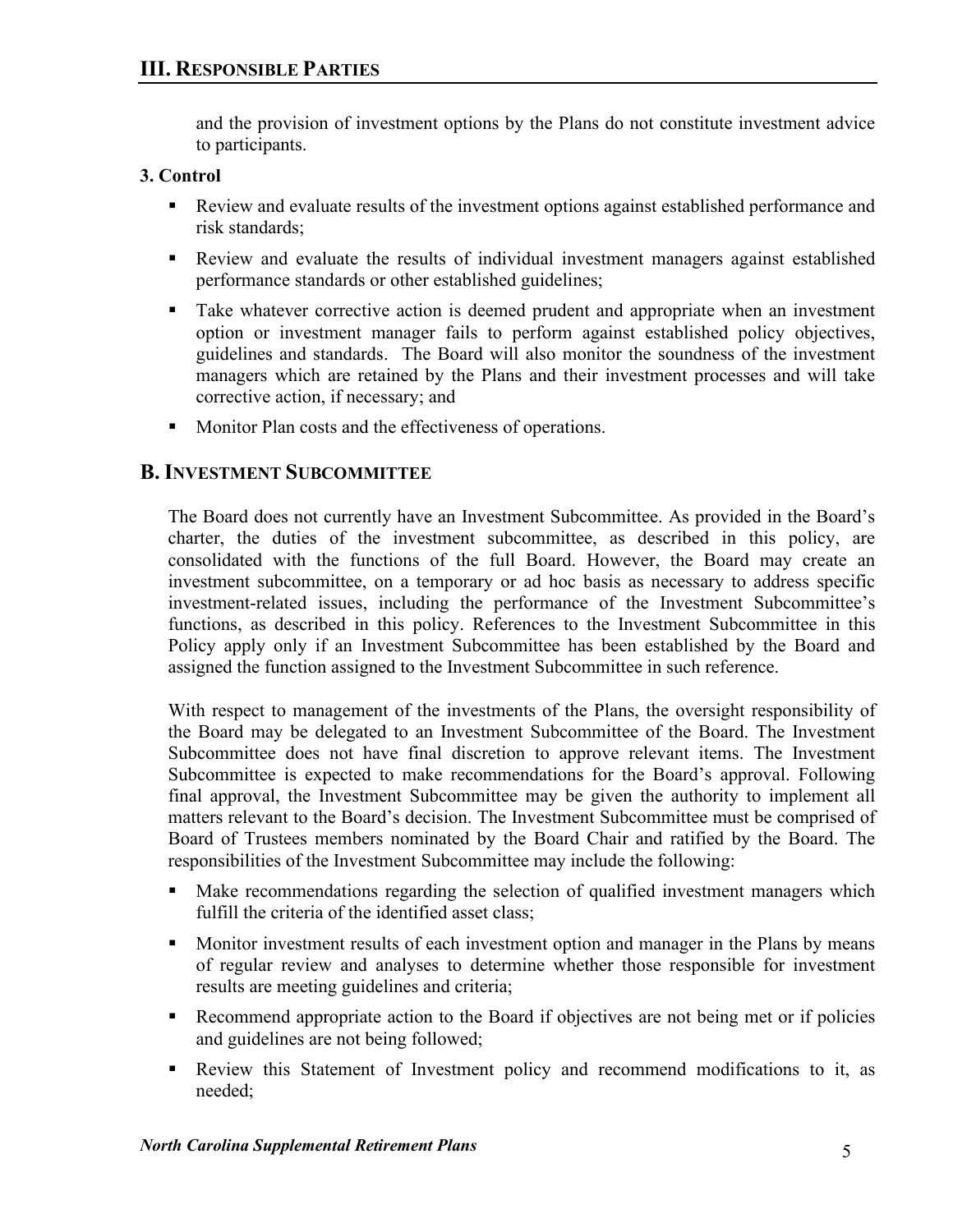and the provision of investment options by the Plans do not constitute investment advice to participants.

**3. Control**

- Review and evaluate results of the investment options against established performance and risk standards;
- Review and evaluate the results of individual investment managers against established performance standards or other established guidelines;
- Take whatever corrective action is deemed prudent and appropriate when an investment option or investment manager fails to perform against established policy objectives, guidelines and standards. The Board will also monitor the soundness of the investment managers which are retained by the Plans and their investment processes and will take corrective action, if necessary; and
- Monitor Plan costs and the effectiveness of operations.

## B. Investment Subcommittee

The Board does not currently have an Investment Subcommittee. As provided in the Board's charter, the duties of the investment subcommittee, as described in this policy, are consolidated with the functions of the full Board. However, the Board may create an investment subcommittee, on a temporary or ad hoc basis as necessary to address specific investment-related issues, including the performance of the Investment Subcommittee's functions, as described in this policy. References to the Investment Subcommittee in this Policy apply only if an Investment Subcommittee has been established by the Board and assigned the function assigned to the Investment Subcommittee in such reference.

With respect to management of the investments of the Plans, the oversight responsibility of the Board may be delegated to an Investment Subcommittee of the Board. The Investment Subcommittee does not have final discretion to approve relevant items. The Investment Subcommittee is expected to make recommendations for the Board's approval. Following final approval, the Investment Subcommittee may be given the authority to implement all matters relevant to the Board's decision. The Investment Subcommittee must be comprised of Board of Trustees members nominated by the Board Chair and ratified by the Board. The responsibilities of the Investment Subcommittee may include the following:

- Make recommendations regarding the selection of qualified investment managers which fulfill the criteria of the identified asset class;
- Monitor investment results of each investment option and manager in the Plans by means of regular review and analyses to determine whether those responsible for investment results are meeting guidelines and criteria;
- Recommend appropriate action to the Board if objectives are not being met or if policies and guidelines are not being followed;
- Review this Statement of Investment policy and recommend modifications to it, as needed;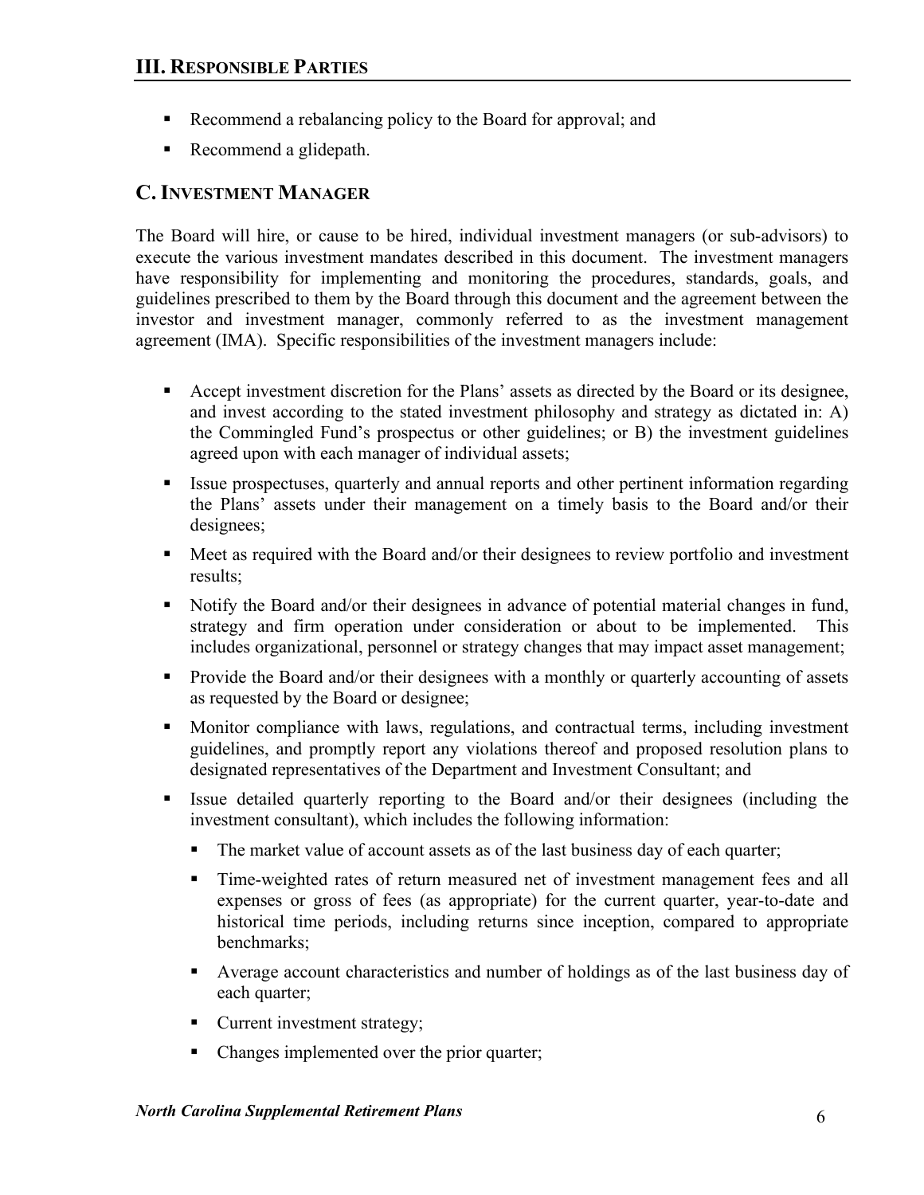- Recommend a rebalancing policy to the Board for approval; and
- Recommend a glidepath.

## C. Investment Manager

The Board will hire, or cause to be hired, individual investment managers (or sub-advisors) to execute the various investment mandates described in this document. The investment managers have responsibility for implementing and monitoring the procedures, standards, goals, and guidelines prescribed to them by the Board through this document and the agreement between the investor and investment manager, commonly referred to as the investment management agreement (IMA). Specific responsibilities of the investment managers include:

- Accept investment discretion for the Plans' assets as directed by the Board or its designee, and invest according to the stated investment philosophy and strategy as dictated in: A) the Commingled Fund's prospectus or other guidelines; or B) the investment guidelines agreed upon with each manager of individual assets;
- Issue prospectuses, quarterly and annual reports and other pertinent information regarding the Plans' assets under their management on a timely basis to the Board and/or their designees;
- Meet as required with the Board and/or their designees to review portfolio and investment results;
- Notify the Board and/or their designees in advance of potential material changes in fund, strategy and firm operation under consideration or about to be implemented. This includes organizational, personnel or strategy changes that may impact asset management;
- Provide the Board and/or their designees with a monthly or quarterly accounting of assets as requested by the Board or designee;
- Monitor compliance with laws, regulations, and contractual terms, including investment guidelines, and promptly report any violations thereof and proposed resolution plans to designated representatives of the Department and Investment Consultant; and
- Issue detailed quarterly reporting to the Board and/or their designees (including the investment consultant), which includes the following information:
  - The market value of account assets as of the last business day of each quarter;
  - Time-weighted rates of return measured net of investment management fees and all expenses or gross of fees (as appropriate) for the current quarter, year-to-date and historical time periods, including returns since inception, compared to appropriate benchmarks;
  - Average account characteristics and number of holdings as of the last business day of each quarter;
  - Current investment strategy;
  - Changes implemented over the prior quarter;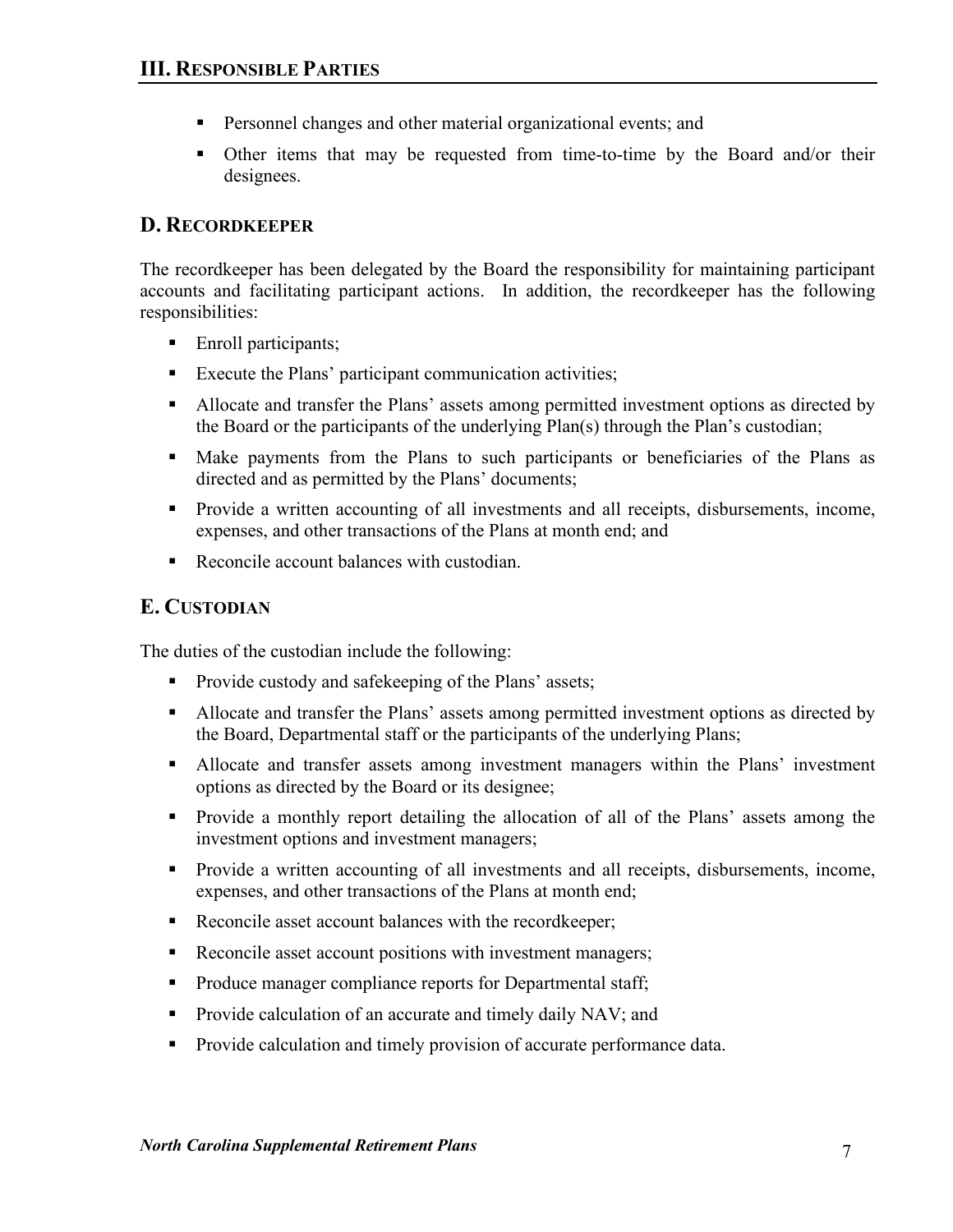- Personnel changes and other material organizational events; and
- Other items that may be requested from time-to-time by the Board and/or their designees.

## D. Recordkeeper

The recordkeeper has been delegated by the Board the responsibility for maintaining participant accounts and facilitating participant actions. In addition, the recordkeeper has the following responsibilities:

- Enroll participants;
- Execute the Plans' participant communication activities;
- Allocate and transfer the Plans' assets among permitted investment options as directed by the Board or the participants of the underlying Plan(s) through the Plan's custodian;
- Make payments from the Plans to such participants or beneficiaries of the Plans as directed and as permitted by the Plans' documents;
- Provide a written accounting of all investments and all receipts, disbursements, income, expenses, and other transactions of the Plans at month end; and
- Reconcile account balances with custodian.

## E. Custodian

The duties of the custodian include the following:

- Provide custody and safekeeping of the Plans' assets;
- Allocate and transfer the Plans' assets among permitted investment options as directed by the Board, Departmental staff or the participants of the underlying Plans;
- Allocate and transfer assets among investment managers within the Plans' investment options as directed by the Board or its designee;
- Provide a monthly report detailing the allocation of all of the Plans' assets among the investment options and investment managers;
- Provide a written accounting of all investments and all receipts, disbursements, income, expenses, and other transactions of the Plans at month end;
- Reconcile asset account balances with the recordkeeper;
- Reconcile asset account positions with investment managers;
- Produce manager compliance reports for Departmental staff;
- Provide calculation of an accurate and timely daily NAV; and
- Provide calculation and timely provision of accurate performance data.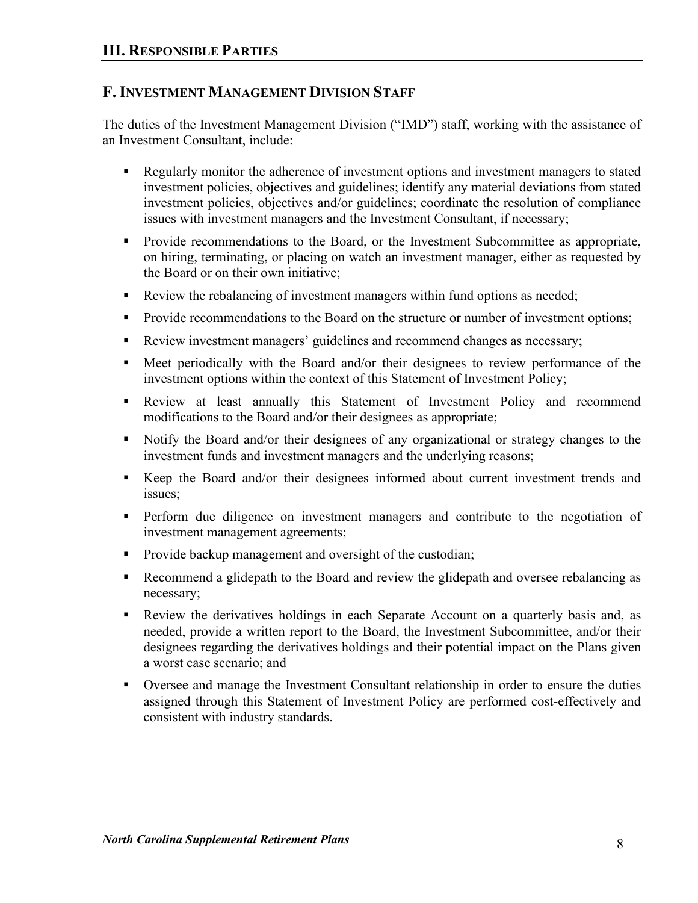# III. Responsible Parties

## F. Investment Management Division Staff

The duties of the Investment Management Division ("IMD") staff, working with the assistance of an Investment Consultant, include:

- Regularly monitor the adherence of investment options and investment managers to stated investment policies, objectives and guidelines; identify any material deviations from stated investment policies, objectives and/or guidelines; coordinate the resolution of compliance issues with investment managers and the Investment Consultant, if necessary;
- Provide recommendations to the Board, or the Investment Subcommittee as appropriate, on hiring, terminating, or placing on watch an investment manager, either as requested by the Board or on their own initiative;
- Review the rebalancing of investment managers within fund options as needed;
- Provide recommendations to the Board on the structure or number of investment options;
- Review investment managers' guidelines and recommend changes as necessary;
- Meet periodically with the Board and/or their designees to review performance of the investment options within the context of this Statement of Investment Policy;
- Review at least annually this Statement of Investment Policy and recommend modifications to the Board and/or their designees as appropriate;
- Notify the Board and/or their designees of any organizational or strategy changes to the investment funds and investment managers and the underlying reasons;
- Keep the Board and/or their designees informed about current investment trends and issues;
- Perform due diligence on investment managers and contribute to the negotiation of investment management agreements;
- Provide backup management and oversight of the custodian;
- Recommend a glidepath to the Board and review the glidepath and oversee rebalancing as necessary;
- Review the derivatives holdings in each Separate Account on a quarterly basis and, as needed, provide a written report to the Board, the Investment Subcommittee, and/or their designees regarding the derivatives holdings and their potential impact on the Plans given a worst case scenario; and
- Oversee and manage the Investment Consultant relationship in order to ensure the duties assigned through this Statement of Investment Policy are performed cost-effectively and consistent with industry standards.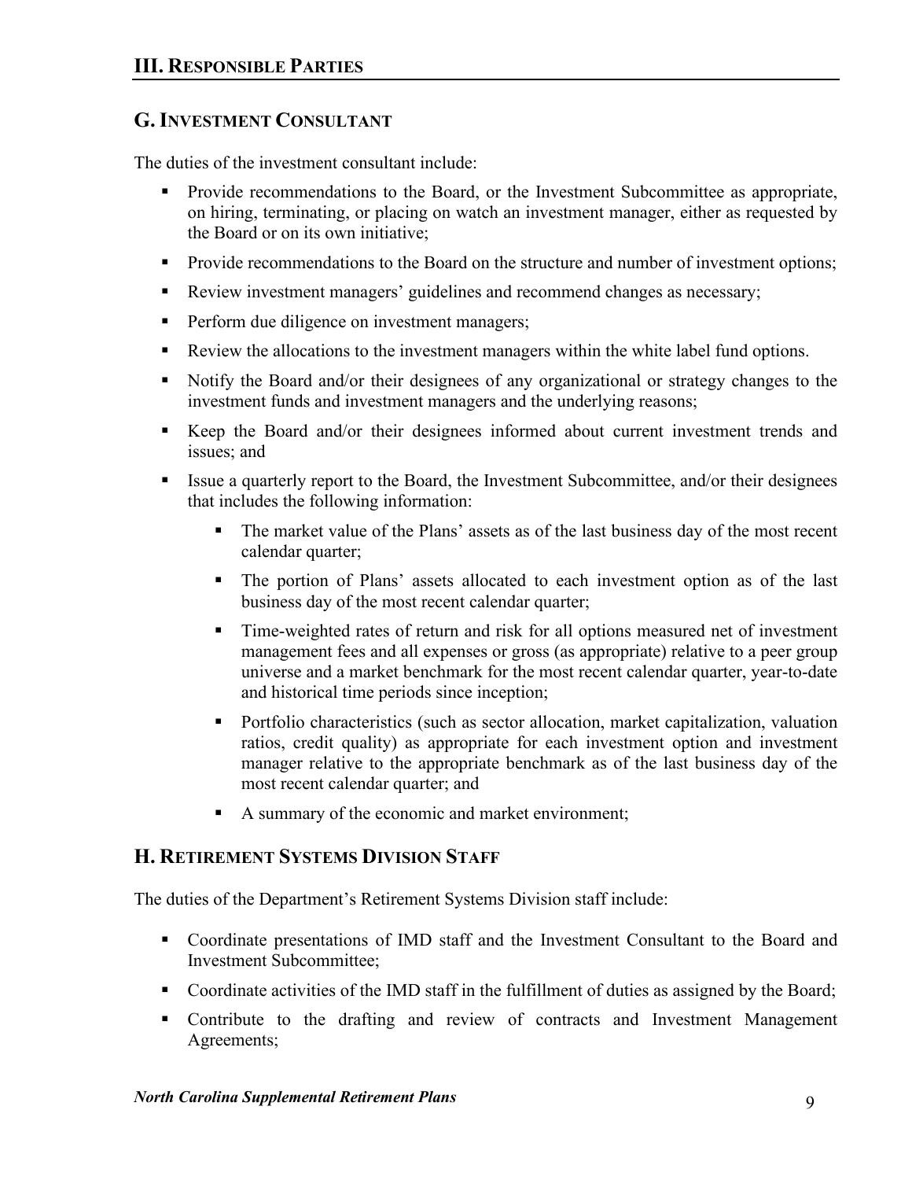## III. Responsible Parties

### G. Investment Consultant

The duties of the investment consultant include:

- Provide recommendations to the Board, or the Investment Subcommittee as appropriate, on hiring, terminating, or placing on watch an investment manager, either as requested by the Board or on its own initiative;
- Provide recommendations to the Board on the structure and number of investment options;
- Review investment managers' guidelines and recommend changes as necessary;
- Perform due diligence on investment managers;
- Review the allocations to the investment managers within the white label fund options.
- Notify the Board and/or their designees of any organizational or strategy changes to the investment funds and investment managers and the underlying reasons;
- Keep the Board and/or their designees informed about current investment trends and issues; and
- Issue a quarterly report to the Board, the Investment Subcommittee, and/or their designees that includes the following information:
  - The market value of the Plans' assets as of the last business day of the most recent calendar quarter;
  - The portion of Plans' assets allocated to each investment option as of the last business day of the most recent calendar quarter;
  - Time-weighted rates of return and risk for all options measured net of investment management fees and all expenses or gross (as appropriate) relative to a peer group universe and a market benchmark for the most recent calendar quarter, year-to-date and historical time periods since inception;
  - Portfolio characteristics (such as sector allocation, market capitalization, valuation ratios, credit quality) as appropriate for each investment option and investment manager relative to the appropriate benchmark as of the last business day of the most recent calendar quarter; and
  - A summary of the economic and market environment;

### H. Retirement Systems Division Staff

The duties of the Department's Retirement Systems Division staff include:

- Coordinate presentations of IMD staff and the Investment Consultant to the Board and Investment Subcommittee;
- Coordinate activities of the IMD staff in the fulfillment of duties as assigned by the Board;
- Contribute to the drafting and review of contracts and Investment Management Agreements;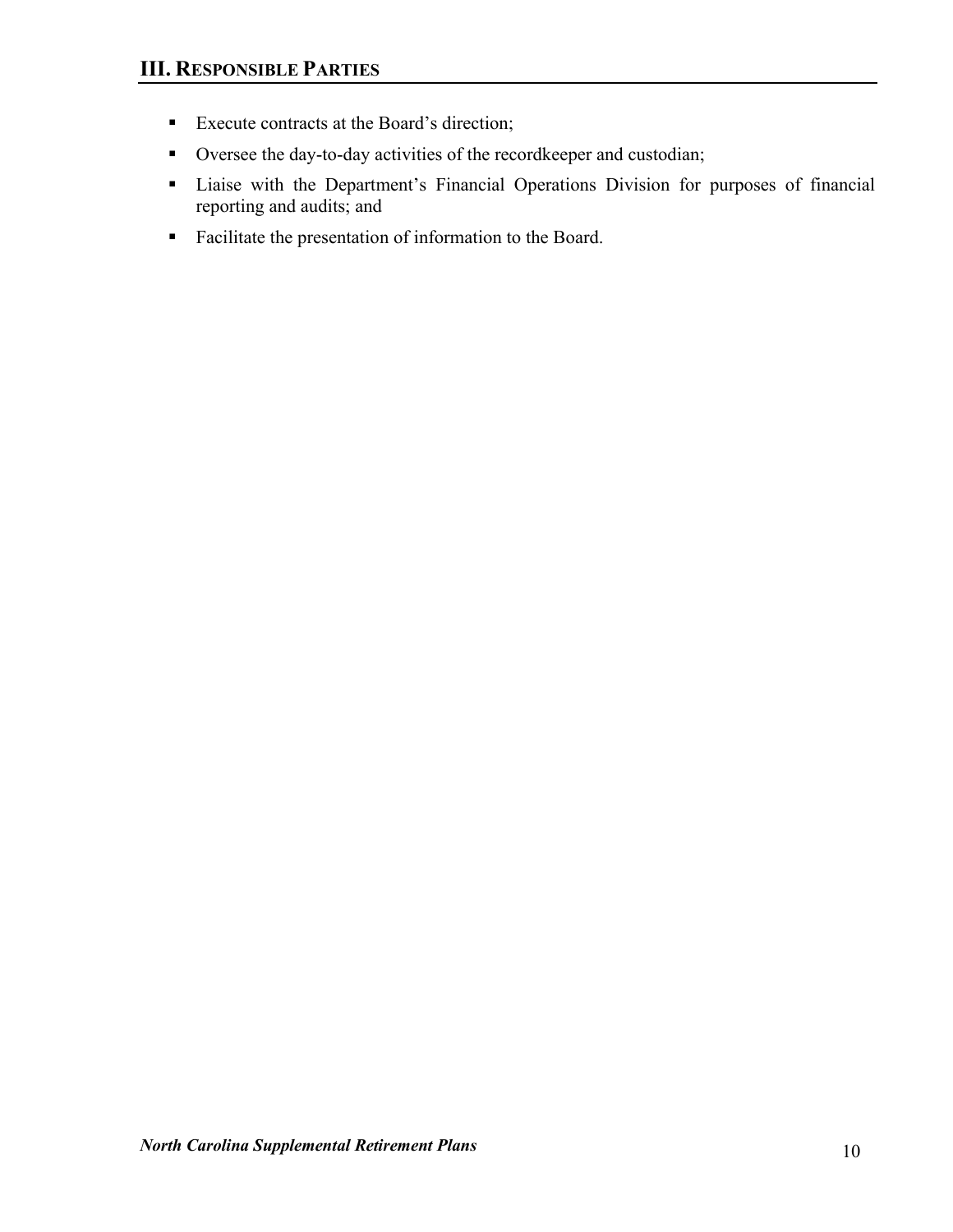- Execute contracts at the Board's direction;
- Oversee the day-to-day activities of the recordkeeper and custodian;
- Liaise with the Department's Financial Operations Division for purposes of financial reporting and audits; and
- Facilitate the presentation of information to the Board.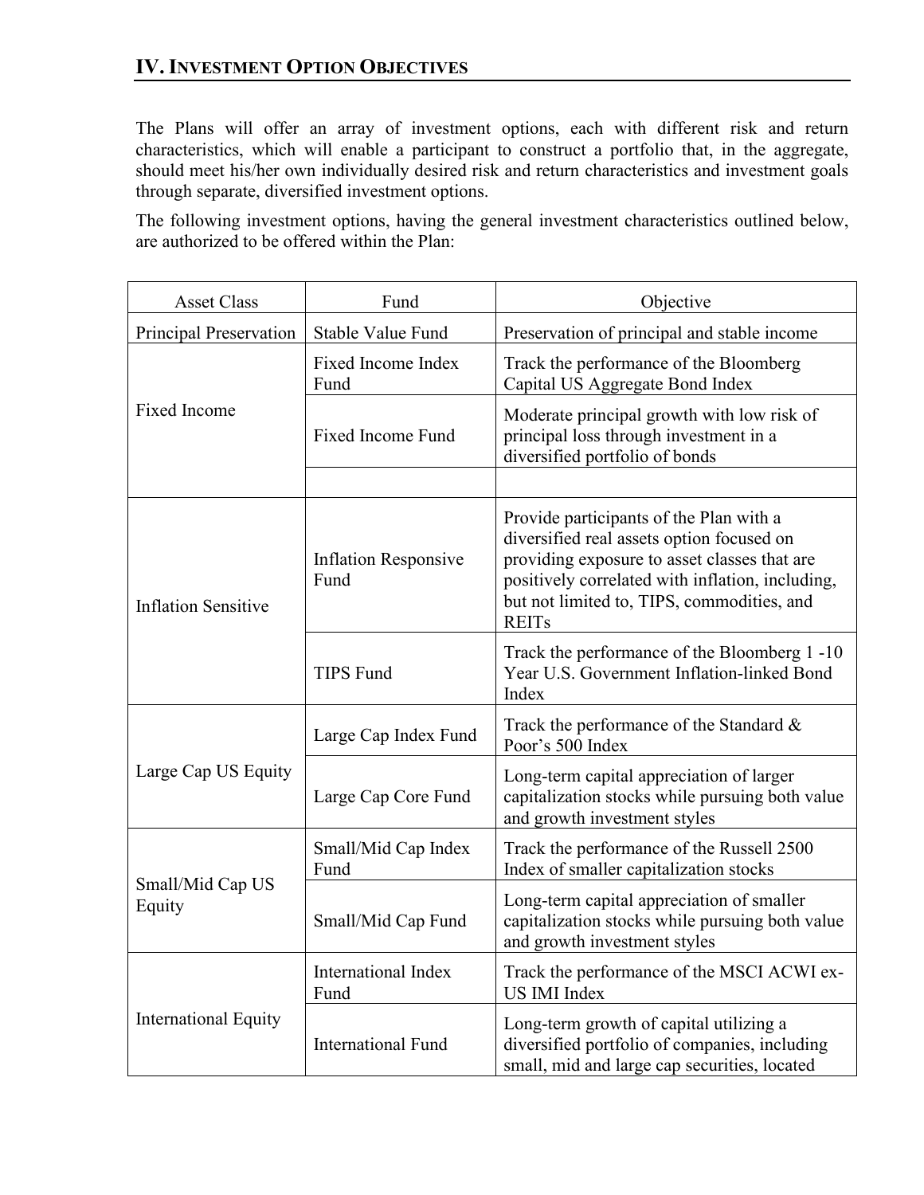## IV. Investment Option Objectives

The Plans will offer an array of investment options, each with different risk and return characteristics, which will enable a participant to construct a portfolio that, in the aggregate, should meet his/her own individually desired risk and return characteristics and investment goals through separate, diversified investment options.

The following investment options, having the general investment characteristics outlined below, are authorized to be offered within the Plan:

| Asset Class | Fund | Objective |
|---|---|---|
| Principal Preservation | Stable Value Fund | Preservation of principal and stable income |
| Fixed Income | Fixed Income Index Fund | Track the performance of the Bloomberg Capital US Aggregate Bond Index |
| | Fixed Income Fund | Moderate principal growth with low risk of principal loss through investment in a diversified portfolio of bonds |
| | | |
| Inflation Sensitive | Inflation Responsive Fund | Provide participants of the Plan with a diversified real assets option focused on providing exposure to asset classes that are positively correlated with inflation, including, but not limited to, TIPS, commodities, and REITs |
| | TIPS Fund | Track the performance of the Bloomberg 1 -10 Year U.S. Government Inflation-linked Bond Index |
| Large Cap US Equity | Large Cap Index Fund | Track the performance of the Standard & Poor's 500 Index |
| | Large Cap Core Fund | Long-term capital appreciation of larger capitalization stocks while pursuing both value and growth investment styles |
| Small/Mid Cap US Equity | Small/Mid Cap Index Fund | Track the performance of the Russell 2500 Index of smaller capitalization stocks |
| | Small/Mid Cap Fund | Long-term capital appreciation of smaller capitalization stocks while pursuing both value and growth investment styles |
| International Equity | International Index Fund | Track the performance of the MSCI ACWI ex-US IMI Index |
| | International Fund | Long-term growth of capital utilizing a diversified portfolio of companies, including small, mid and large cap securities, located |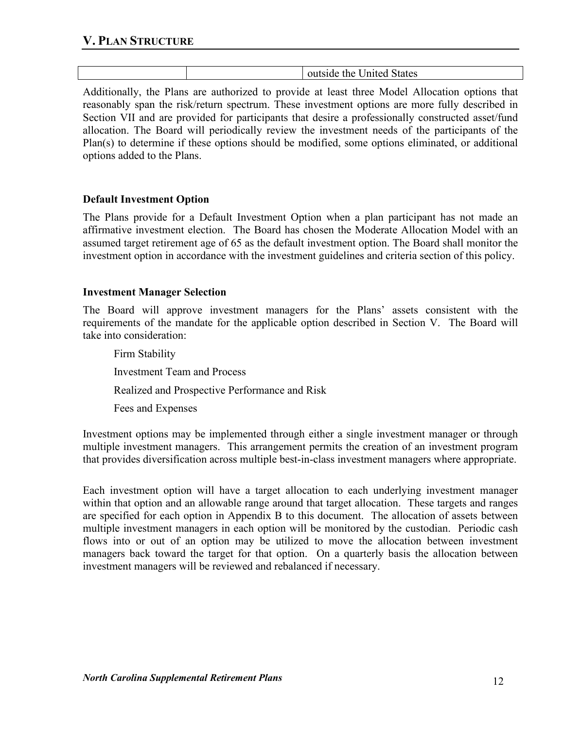| | | outside the United States |
|---|---|---|

Additionally, the Plans are authorized to provide at least three Model Allocation options that reasonably span the risk/return spectrum. These investment options are more fully described in Section VII and are provided for participants that desire a professionally constructed asset/fund allocation. The Board will periodically review the investment needs of the participants of the Plan(s) to determine if these options should be modified, some options eliminated, or additional options added to the Plans.

### Default Investment Option

The Plans provide for a Default Investment Option when a plan participant has not made an affirmative investment election. The Board has chosen the Moderate Allocation Model with an assumed target retirement age of 65 as the default investment option. The Board shall monitor the investment option in accordance with the investment guidelines and criteria section of this policy.

### Investment Manager Selection

The Board will approve investment managers for the Plans' assets consistent with the requirements of the mandate for the applicable option described in Section V. The Board will take into consideration:

- Firm Stability
- Investment Team and Process
- Realized and Prospective Performance and Risk
- Fees and Expenses

Investment options may be implemented through either a single investment manager or through multiple investment managers. This arrangement permits the creation of an investment program that provides diversification across multiple best-in-class investment managers where appropriate.

Each investment option will have a target allocation to each underlying investment manager within that option and an allowable range around that target allocation. These targets and ranges are specified for each option in Appendix B to this document. The allocation of assets between multiple investment managers in each option will be monitored by the custodian. Periodic cash flows into or out of an option may be utilized to move the allocation between investment managers back toward the target for that option. On a quarterly basis the allocation between investment managers will be reviewed and rebalanced if necessary.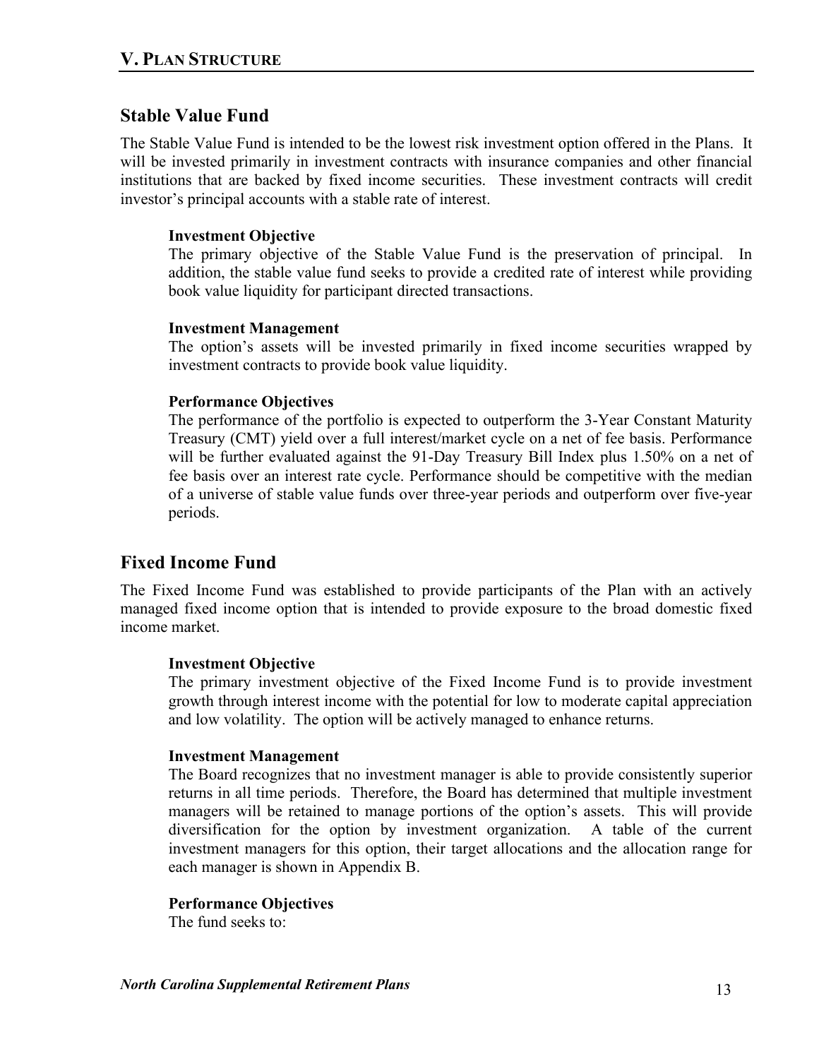# V. Plan Structure

## Stable Value Fund

The Stable Value Fund is intended to be the lowest risk investment option offered in the Plans. It will be invested primarily in investment contracts with insurance companies and other financial institutions that are backed by fixed income securities. These investment contracts will credit investor's principal accounts with a stable rate of interest.

**Investment Objective**
The primary objective of the Stable Value Fund is the preservation of principal. In addition, the stable value fund seeks to provide a credited rate of interest while providing book value liquidity for participant directed transactions.

**Investment Management**
The option's assets will be invested primarily in fixed income securities wrapped by investment contracts to provide book value liquidity.

**Performance Objectives**
The performance of the portfolio is expected to outperform the 3-Year Constant Maturity Treasury (CMT) yield over a full interest/market cycle on a net of fee basis. Performance will be further evaluated against the 91-Day Treasury Bill Index plus 1.50% on a net of fee basis over an interest rate cycle. Performance should be competitive with the median of a universe of stable value funds over three-year periods and outperform over five-year periods.

## Fixed Income Fund

The Fixed Income Fund was established to provide participants of the Plan with an actively managed fixed income option that is intended to provide exposure to the broad domestic fixed income market.

**Investment Objective**
The primary investment objective of the Fixed Income Fund is to provide investment growth through interest income with the potential for low to moderate capital appreciation and low volatility. The option will be actively managed to enhance returns.

**Investment Management**
The Board recognizes that no investment manager is able to provide consistently superior returns in all time periods. Therefore, the Board has determined that multiple investment managers will be retained to manage portions of the option's assets. This will provide diversification for the option by investment organization. A table of the current investment managers for this option, their target allocations and the allocation range for each manager is shown in Appendix B.

**Performance Objectives**
The fund seeks to: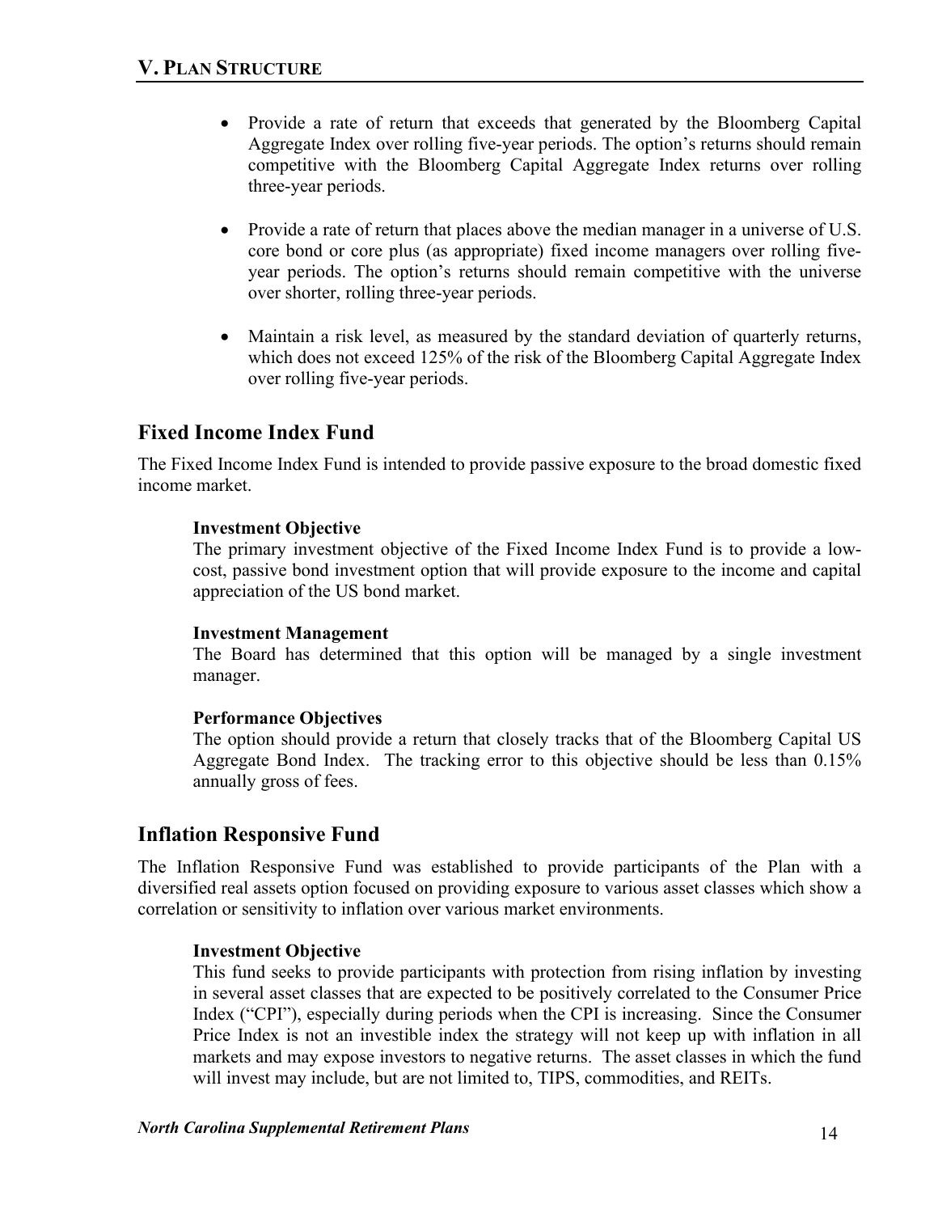- Provide a rate of return that exceeds that generated by the Bloomberg Capital Aggregate Index over rolling five-year periods. The option's returns should remain competitive with the Bloomberg Capital Aggregate Index returns over rolling three-year periods.

- Provide a rate of return that places above the median manager in a universe of U.S. core bond or core plus (as appropriate) fixed income managers over rolling five-year periods. The option's returns should remain competitive with the universe over shorter, rolling three-year periods.

- Maintain a risk level, as measured by the standard deviation of quarterly returns, which does not exceed 125% of the risk of the Bloomberg Capital Aggregate Index over rolling five-year periods.

## Fixed Income Index Fund

The Fixed Income Index Fund is intended to provide passive exposure to the broad domestic fixed income market.

**Investment Objective**
The primary investment objective of the Fixed Income Index Fund is to provide a low-cost, passive bond investment option that will provide exposure to the income and capital appreciation of the US bond market.

**Investment Management**
The Board has determined that this option will be managed by a single investment manager.

**Performance Objectives**
The option should provide a return that closely tracks that of the Bloomberg Capital US Aggregate Bond Index. The tracking error to this objective should be less than 0.15% annually gross of fees.

## Inflation Responsive Fund

The Inflation Responsive Fund was established to provide participants of the Plan with a diversified real assets option focused on providing exposure to various asset classes which show a correlation or sensitivity to inflation over various market environments.

**Investment Objective**
This fund seeks to provide participants with protection from rising inflation by investing in several asset classes that are expected to be positively correlated to the Consumer Price Index ("CPI"), especially during periods when the CPI is increasing. Since the Consumer Price Index is not an investible index the strategy will not keep up with inflation in all markets and may expose investors to negative returns. The asset classes in which the fund will invest may include, but are not limited to, TIPS, commodities, and REITs.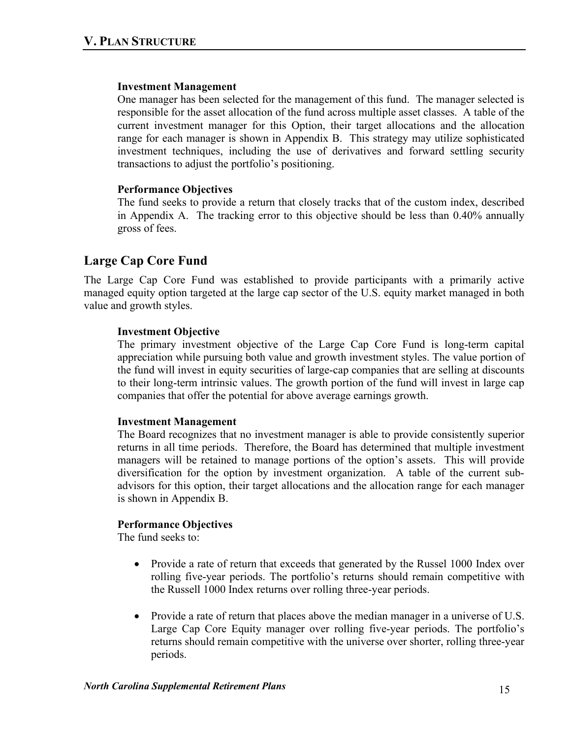**Investment Management**

One manager has been selected for the management of this fund. The manager selected is responsible for the asset allocation of the fund across multiple asset classes. A table of the current investment manager for this Option, their target allocations and the allocation range for each manager is shown in Appendix B. This strategy may utilize sophisticated investment techniques, including the use of derivatives and forward settling security transactions to adjust the portfolio's positioning.

**Performance Objectives**

The fund seeks to provide a return that closely tracks that of the custom index, described in Appendix A. The tracking error to this objective should be less than 0.40% annually gross of fees.

## Large Cap Core Fund

The Large Cap Core Fund was established to provide participants with a primarily active managed equity option targeted at the large cap sector of the U.S. equity market managed in both value and growth styles.

**Investment Objective**

The primary investment objective of the Large Cap Core Fund is long-term capital appreciation while pursuing both value and growth investment styles. The value portion of the fund will invest in equity securities of large-cap companies that are selling at discounts to their long-term intrinsic values. The growth portion of the fund will invest in large cap companies that offer the potential for above average earnings growth.

**Investment Management**

The Board recognizes that no investment manager is able to provide consistently superior returns in all time periods. Therefore, the Board has determined that multiple investment managers will be retained to manage portions of the option's assets. This will provide diversification for the option by investment organization. A table of the current sub-advisors for this option, their target allocations and the allocation range for each manager is shown in Appendix B.

**Performance Objectives**

The fund seeks to:

- Provide a rate of return that exceeds that generated by the Russel 1000 Index over rolling five-year periods. The portfolio's returns should remain competitive with the Russell 1000 Index returns over rolling three-year periods.
- Provide a rate of return that places above the median manager in a universe of U.S. Large Cap Core Equity manager over rolling five-year periods. The portfolio's returns should remain competitive with the universe over shorter, rolling three-year periods.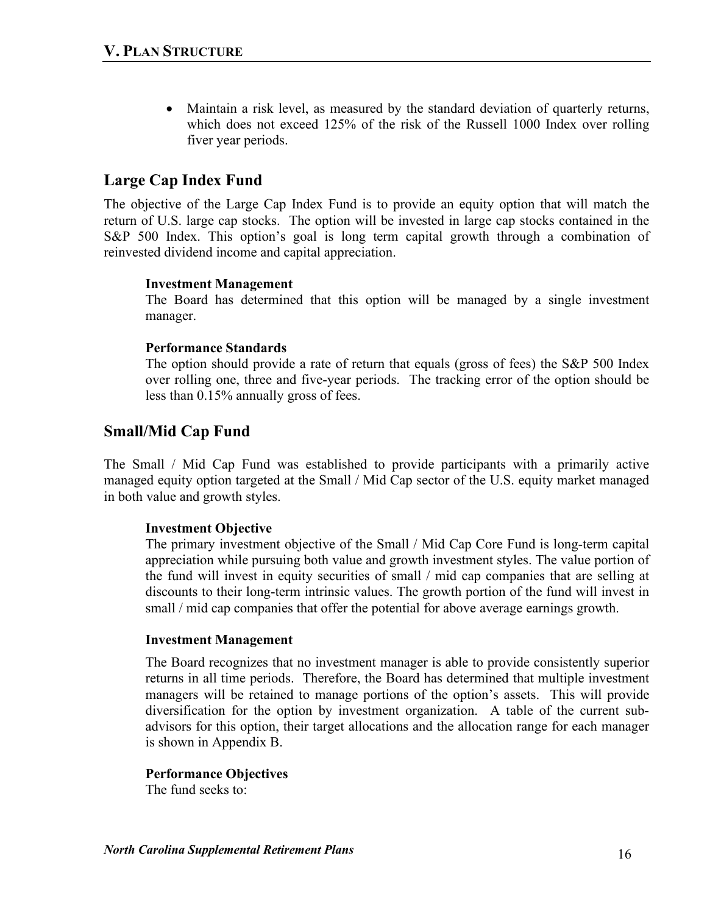- Maintain a risk level, as measured by the standard deviation of quarterly returns, which does not exceed 125% of the risk of the Russell 1000 Index over rolling fiver year periods.

## Large Cap Index Fund

The objective of the Large Cap Index Fund is to provide an equity option that will match the return of U.S. large cap stocks. The option will be invested in large cap stocks contained in the S&P 500 Index. This option's goal is long term capital growth through a combination of reinvested dividend income and capital appreciation.

**Investment Management**
The Board has determined that this option will be managed by a single investment manager.

**Performance Standards**
The option should provide a rate of return that equals (gross of fees) the S&P 500 Index over rolling one, three and five-year periods. The tracking error of the option should be less than 0.15% annually gross of fees.

## Small/Mid Cap Fund

The Small / Mid Cap Fund was established to provide participants with a primarily active managed equity option targeted at the Small / Mid Cap sector of the U.S. equity market managed in both value and growth styles.

**Investment Objective**
The primary investment objective of the Small / Mid Cap Core Fund is long-term capital appreciation while pursuing both value and growth investment styles. The value portion of the fund will invest in equity securities of small / mid cap companies that are selling at discounts to their long-term intrinsic values. The growth portion of the fund will invest in small / mid cap companies that offer the potential for above average earnings growth.

**Investment Management**

The Board recognizes that no investment manager is able to provide consistently superior returns in all time periods. Therefore, the Board has determined that multiple investment managers will be retained to manage portions of the option's assets. This will provide diversification for the option by investment organization. A table of the current sub-advisors for this option, their target allocations and the allocation range for each manager is shown in Appendix B.

**Performance Objectives**
The fund seeks to: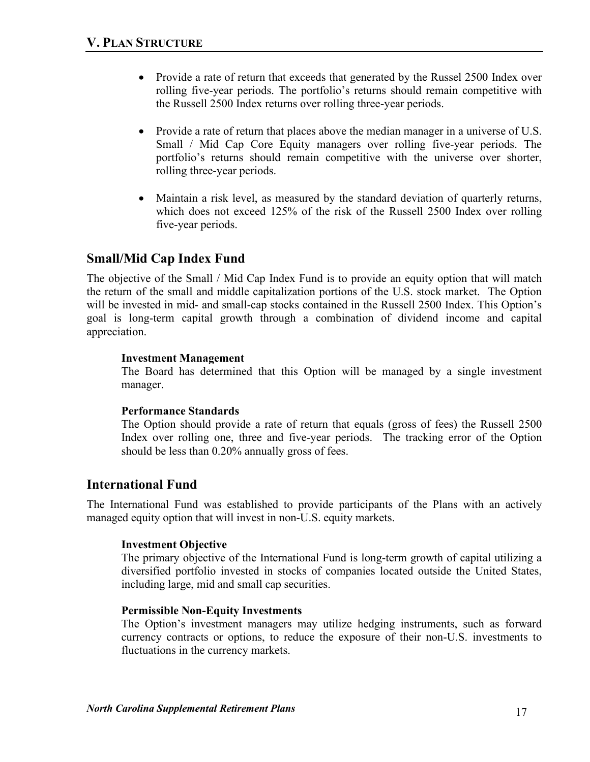- Provide a rate of return that exceeds that generated by the Russel 2500 Index over rolling five-year periods. The portfolio's returns should remain competitive with the Russell 2500 Index returns over rolling three-year periods.

- Provide a rate of return that places above the median manager in a universe of U.S. Small / Mid Cap Core Equity managers over rolling five-year periods. The portfolio's returns should remain competitive with the universe over shorter, rolling three-year periods.

- Maintain a risk level, as measured by the standard deviation of quarterly returns, which does not exceed 125% of the risk of the Russell 2500 Index over rolling five-year periods.

## Small/Mid Cap Index Fund

The objective of the Small / Mid Cap Index Fund is to provide an equity option that will match the return of the small and middle capitalization portions of the U.S. stock market. The Option will be invested in mid- and small-cap stocks contained in the Russell 2500 Index. This Option's goal is long-term capital growth through a combination of dividend income and capital appreciation.

**Investment Management**
The Board has determined that this Option will be managed by a single investment manager.

**Performance Standards**
The Option should provide a rate of return that equals (gross of fees) the Russell 2500 Index over rolling one, three and five-year periods. The tracking error of the Option should be less than 0.20% annually gross of fees.

## International Fund

The International Fund was established to provide participants of the Plans with an actively managed equity option that will invest in non-U.S. equity markets.

**Investment Objective**
The primary objective of the International Fund is long-term growth of capital utilizing a diversified portfolio invested in stocks of companies located outside the United States, including large, mid and small cap securities.

**Permissible Non-Equity Investments**
The Option's investment managers may utilize hedging instruments, such as forward currency contracts or options, to reduce the exposure of their non-U.S. investments to fluctuations in the currency markets.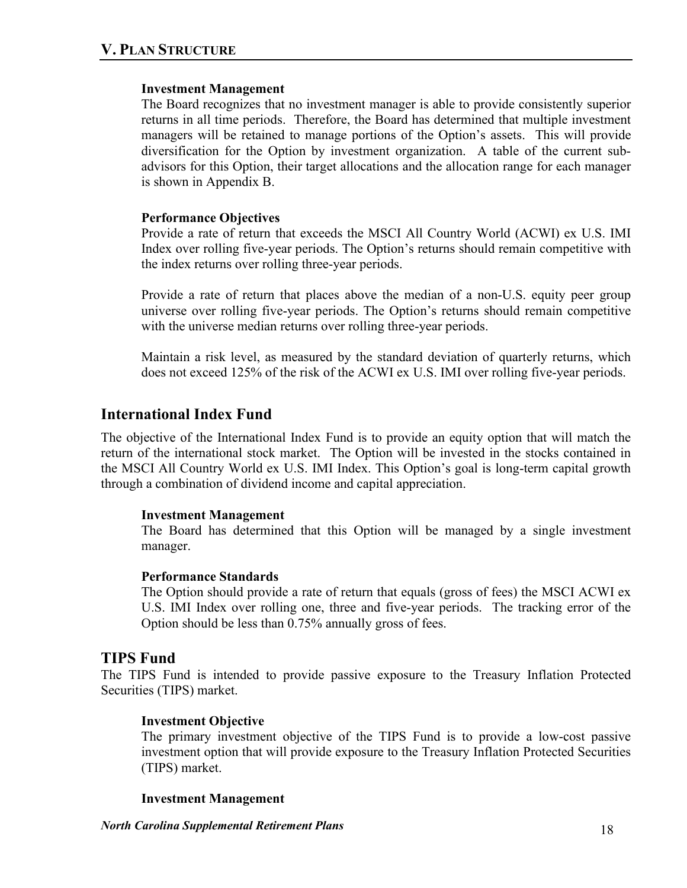**Investment Management**

The Board recognizes that no investment manager is able to provide consistently superior returns in all time periods. Therefore, the Board has determined that multiple investment managers will be retained to manage portions of the Option's assets. This will provide diversification for the Option by investment organization. A table of the current sub-advisors for this Option, their target allocations and the allocation range for each manager is shown in Appendix B.

**Performance Objectives**

Provide a rate of return that exceeds the MSCI All Country World (ACWI) ex U.S. IMI Index over rolling five-year periods. The Option's returns should remain competitive with the index returns over rolling three-year periods.

Provide a rate of return that places above the median of a non-U.S. equity peer group universe over rolling five-year periods. The Option's returns should remain competitive with the universe median returns over rolling three-year periods.

Maintain a risk level, as measured by the standard deviation of quarterly returns, which does not exceed 125% of the risk of the ACWI ex U.S. IMI over rolling five-year periods.

## International Index Fund

The objective of the International Index Fund is to provide an equity option that will match the return of the international stock market. The Option will be invested in the stocks contained in the MSCI All Country World ex U.S. IMI Index. This Option's goal is long-term capital growth through a combination of dividend income and capital appreciation.

**Investment Management**

The Board has determined that this Option will be managed by a single investment manager.

**Performance Standards**

The Option should provide a rate of return that equals (gross of fees) the MSCI ACWI ex U.S. IMI Index over rolling one, three and five-year periods. The tracking error of the Option should be less than 0.75% annually gross of fees.

## TIPS Fund

The TIPS Fund is intended to provide passive exposure to the Treasury Inflation Protected Securities (TIPS) market.

**Investment Objective**

The primary investment objective of the TIPS Fund is to provide a low-cost passive investment option that will provide exposure to the Treasury Inflation Protected Securities (TIPS) market.

**Investment Management**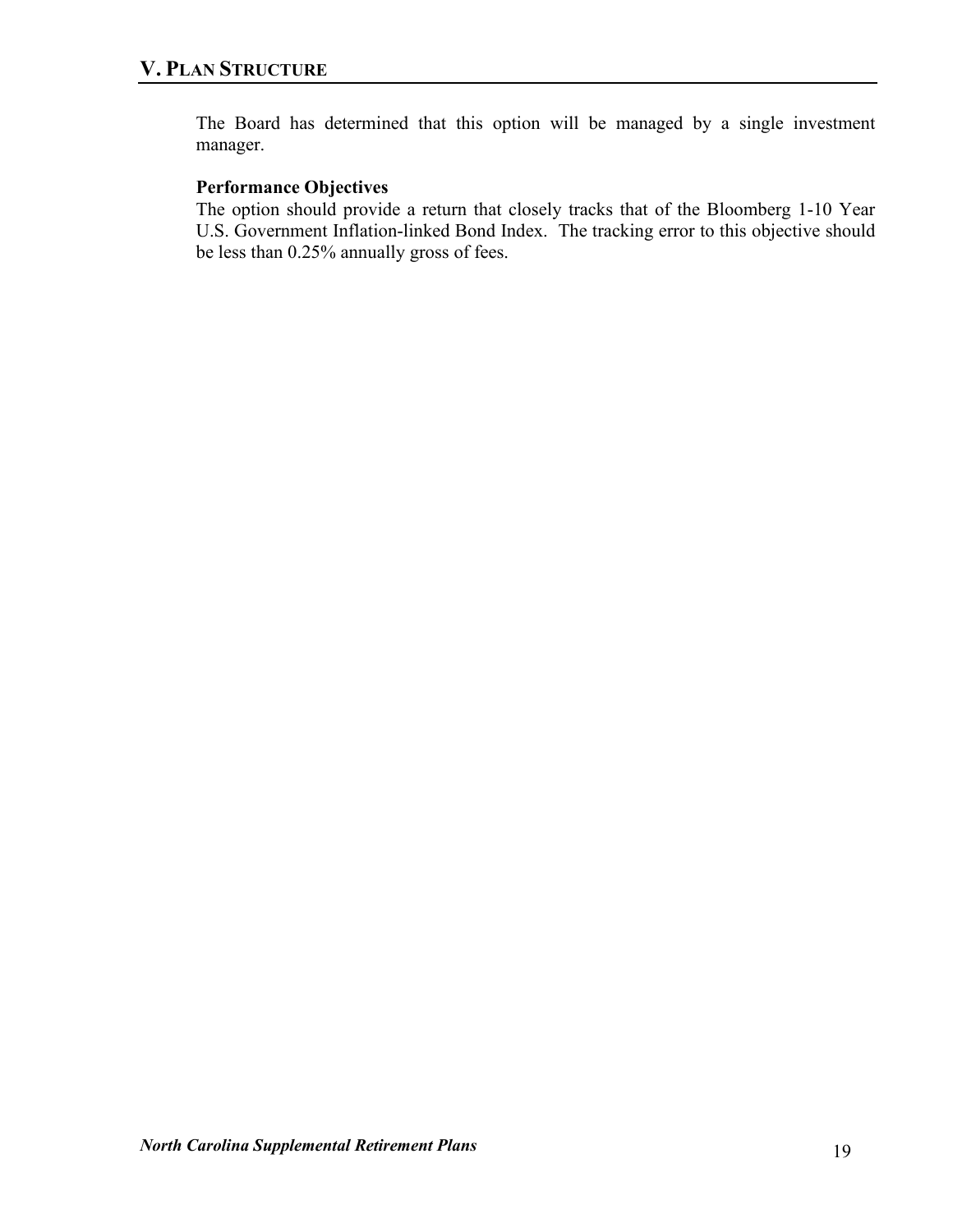The Board has determined that this option will be managed by a single investment manager.

**Performance Objectives**

The option should provide a return that closely tracks that of the Bloomberg 1-10 Year U.S. Government Inflation-linked Bond Index. The tracking error to this objective should be less than 0.25% annually gross of fees.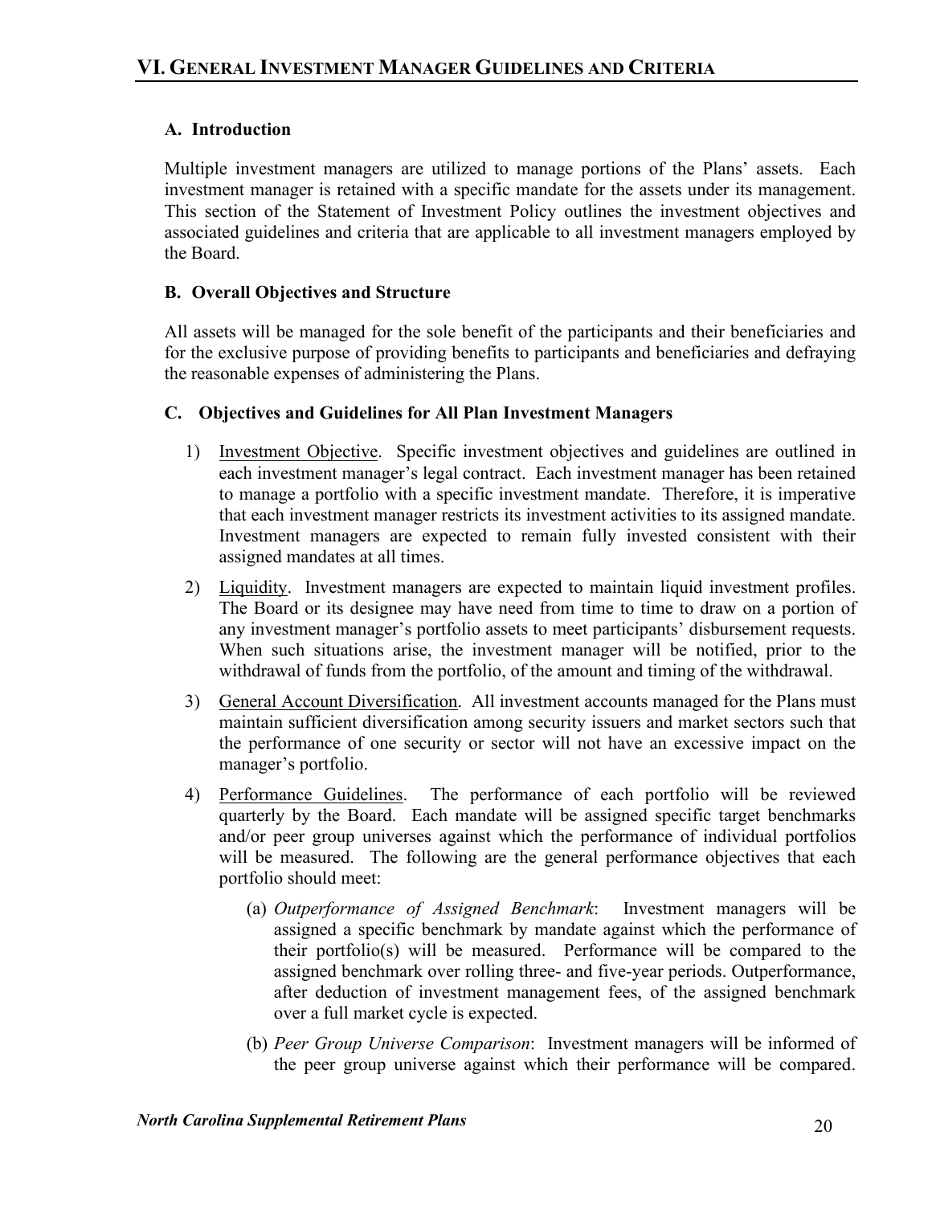# VI. General Investment Manager Guidelines and Criteria

### A. Introduction

Multiple investment managers are utilized to manage portions of the Plans' assets. Each investment manager is retained with a specific mandate for the assets under its management. This section of the Statement of Investment Policy outlines the investment objectives and associated guidelines and criteria that are applicable to all investment managers employed by the Board.

### B. Overall Objectives and Structure

All assets will be managed for the sole benefit of the participants and their beneficiaries and for the exclusive purpose of providing benefits to participants and beneficiaries and defraying the reasonable expenses of administering the Plans.

### C. Objectives and Guidelines for All Plan Investment Managers

1) Investment Objective. Specific investment objectives and guidelines are outlined in each investment manager's legal contract. Each investment manager has been retained to manage a portfolio with a specific investment mandate. Therefore, it is imperative that each investment manager restricts its investment activities to its assigned mandate. Investment managers are expected to remain fully invested consistent with their assigned mandates at all times.

2) Liquidity. Investment managers are expected to maintain liquid investment profiles. The Board or its designee may have need from time to time to draw on a portion of any investment manager's portfolio assets to meet participants' disbursement requests. When such situations arise, the investment manager will be notified, prior to the withdrawal of funds from the portfolio, of the amount and timing of the withdrawal.

3) General Account Diversification. All investment accounts managed for the Plans must maintain sufficient diversification among security issuers and market sectors such that the performance of one security or sector will not have an excessive impact on the manager's portfolio.

4) Performance Guidelines. The performance of each portfolio will be reviewed quarterly by the Board. Each mandate will be assigned specific target benchmarks and/or peer group universes against which the performance of individual portfolios will be measured. The following are the general performance objectives that each portfolio should meet:

   (a) *Outperformance of Assigned Benchmark*: Investment managers will be assigned a specific benchmark by mandate against which the performance of their portfolio(s) will be measured. Performance will be compared to the assigned benchmark over rolling three- and five-year periods. Outperformance, after deduction of investment management fees, of the assigned benchmark over a full market cycle is expected.

   (b) *Peer Group Universe Comparison*: Investment managers will be informed of the peer group universe against which their performance will be compared.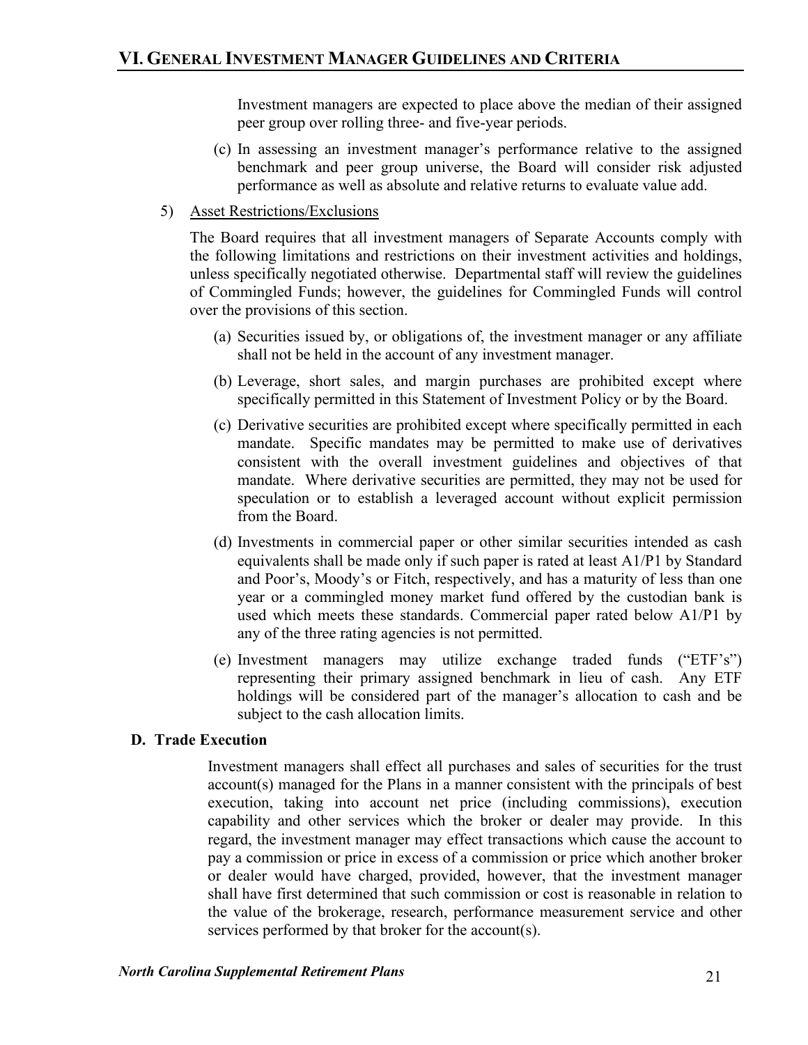Investment managers are expected to place above the median of their assigned peer group over rolling three- and five-year periods.

(c) In assessing an investment manager's performance relative to the assigned benchmark and peer group universe, the Board will consider risk adjusted performance as well as absolute and relative returns to evaluate value add.

5) Asset Restrictions/Exclusions

The Board requires that all investment managers of Separate Accounts comply with the following limitations and restrictions on their investment activities and holdings, unless specifically negotiated otherwise. Departmental staff will review the guidelines of Commingled Funds; however, the guidelines for Commingled Funds will control over the provisions of this section.

(a) Securities issued by, or obligations of, the investment manager or any affiliate shall not be held in the account of any investment manager.

(b) Leverage, short sales, and margin purchases are prohibited except where specifically permitted in this Statement of Investment Policy or by the Board.

(c) Derivative securities are prohibited except where specifically permitted in each mandate. Specific mandates may be permitted to make use of derivatives consistent with the overall investment guidelines and objectives of that mandate. Where derivative securities are permitted, they may not be used for speculation or to establish a leveraged account without explicit permission from the Board.

(d) Investments in commercial paper or other similar securities intended as cash equivalents shall be made only if such paper is rated at least A1/P1 by Standard and Poor's, Moody's or Fitch, respectively, and has a maturity of less than one year or a commingled money market fund offered by the custodian bank is used which meets these standards. Commercial paper rated below A1/P1 by any of the three rating agencies is not permitted.

(e) Investment managers may utilize exchange traded funds ("ETF's") representing their primary assigned benchmark in lieu of cash. Any ETF holdings will be considered part of the manager's allocation to cash and be subject to the cash allocation limits.

### D. Trade Execution

Investment managers shall effect all purchases and sales of securities for the trust account(s) managed for the Plans in a manner consistent with the principals of best execution, taking into account net price (including commissions), execution capability and other services which the broker or dealer may provide. In this regard, the investment manager may effect transactions which cause the account to pay a commission or price in excess of a commission or price which another broker or dealer would have charged, provided, however, that the investment manager shall have first determined that such commission or cost is reasonable in relation to the value of the brokerage, research, performance measurement service and other services performed by that broker for the account(s).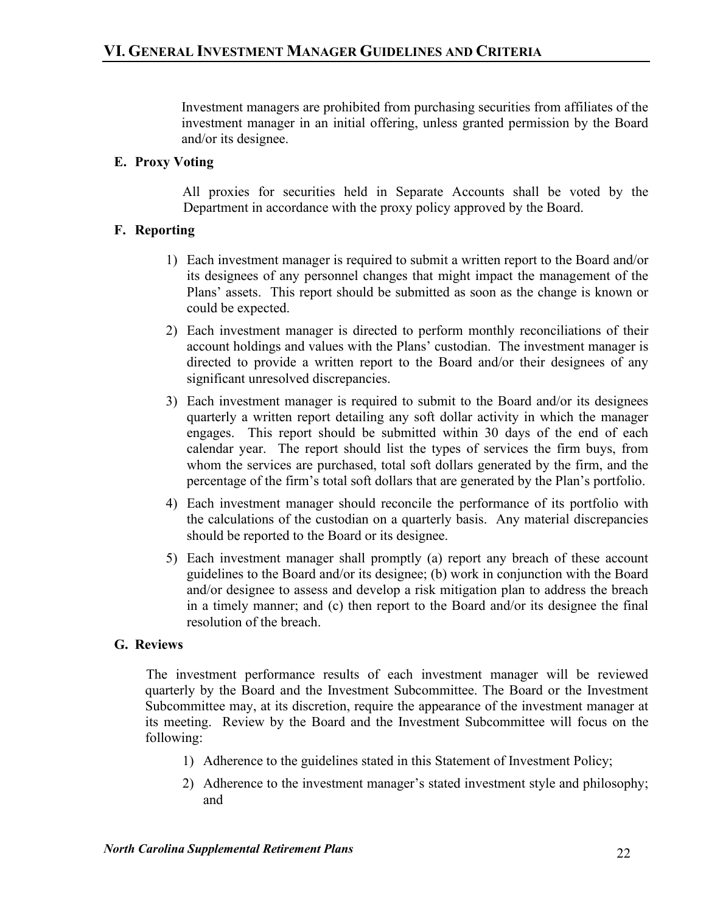Investment managers are prohibited from purchasing securities from affiliates of the investment manager in an initial offering, unless granted permission by the Board and/or its designee.

### E. Proxy Voting

All proxies for securities held in Separate Accounts shall be voted by the Department in accordance with the proxy policy approved by the Board.

### F. Reporting

1) Each investment manager is required to submit a written report to the Board and/or its designees of any personnel changes that might impact the management of the Plans' assets. This report should be submitted as soon as the change is known or could be expected.
2) Each investment manager is directed to perform monthly reconciliations of their account holdings and values with the Plans' custodian. The investment manager is directed to provide a written report to the Board and/or their designees of any significant unresolved discrepancies.
3) Each investment manager is required to submit to the Board and/or its designees quarterly a written report detailing any soft dollar activity in which the manager engages. This report should be submitted within 30 days of the end of each calendar year. The report should list the types of services the firm buys, from whom the services are purchased, total soft dollars generated by the firm, and the percentage of the firm's total soft dollars that are generated by the Plan's portfolio.
4) Each investment manager should reconcile the performance of its portfolio with the calculations of the custodian on a quarterly basis. Any material discrepancies should be reported to the Board or its designee.
5) Each investment manager shall promptly (a) report any breach of these account guidelines to the Board and/or its designee; (b) work in conjunction with the Board and/or designee to assess and develop a risk mitigation plan to address the breach in a timely manner; and (c) then report to the Board and/or its designee the final resolution of the breach.

### G. Reviews

The investment performance results of each investment manager will be reviewed quarterly by the Board and the Investment Subcommittee. The Board or the Investment Subcommittee may, at its discretion, require the appearance of the investment manager at its meeting. Review by the Board and the Investment Subcommittee will focus on the following:

1) Adherence to the guidelines stated in this Statement of Investment Policy;
2) Adherence to the investment manager's stated investment style and philosophy; and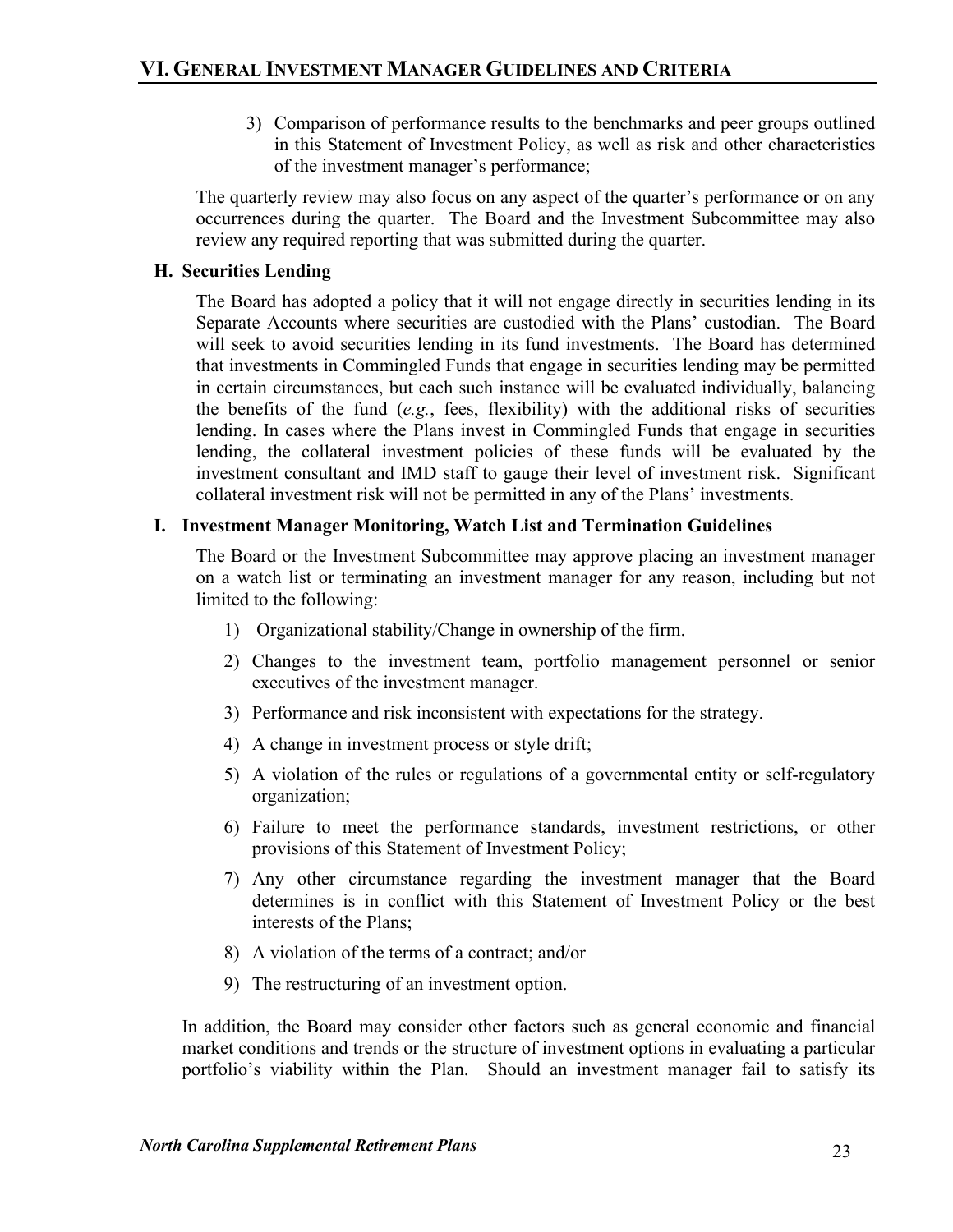3) Comparison of performance results to the benchmarks and peer groups outlined in this Statement of Investment Policy, as well as risk and other characteristics of the investment manager's performance;

The quarterly review may also focus on any aspect of the quarter's performance or on any occurrences during the quarter. The Board and the Investment Subcommittee may also review any required reporting that was submitted during the quarter.

### H. Securities Lending

The Board has adopted a policy that it will not engage directly in securities lending in its Separate Accounts where securities are custodied with the Plans' custodian. The Board will seek to avoid securities lending in its fund investments. The Board has determined that investments in Commingled Funds that engage in securities lending may be permitted in certain circumstances, but each such instance will be evaluated individually, balancing the benefits of the fund (*e.g.*, fees, flexibility) with the additional risks of securities lending. In cases where the Plans invest in Commingled Funds that engage in securities lending, the collateral investment policies of these funds will be evaluated by the investment consultant and IMD staff to gauge their level of investment risk. Significant collateral investment risk will not be permitted in any of the Plans' investments.

### I. Investment Manager Monitoring, Watch List and Termination Guidelines

The Board or the Investment Subcommittee may approve placing an investment manager on a watch list or terminating an investment manager for any reason, including but not limited to the following:

1) Organizational stability/Change in ownership of the firm.
2) Changes to the investment team, portfolio management personnel or senior executives of the investment manager.
3) Performance and risk inconsistent with expectations for the strategy.
4) A change in investment process or style drift;
5) A violation of the rules or regulations of a governmental entity or self-regulatory organization;
6) Failure to meet the performance standards, investment restrictions, or other provisions of this Statement of Investment Policy;
7) Any other circumstance regarding the investment manager that the Board determines is in conflict with this Statement of Investment Policy or the best interests of the Plans;
8) A violation of the terms of a contract; and/or
9) The restructuring of an investment option.

In addition, the Board may consider other factors such as general economic and financial market conditions and trends or the structure of investment options in evaluating a particular portfolio's viability within the Plan. Should an investment manager fail to satisfy its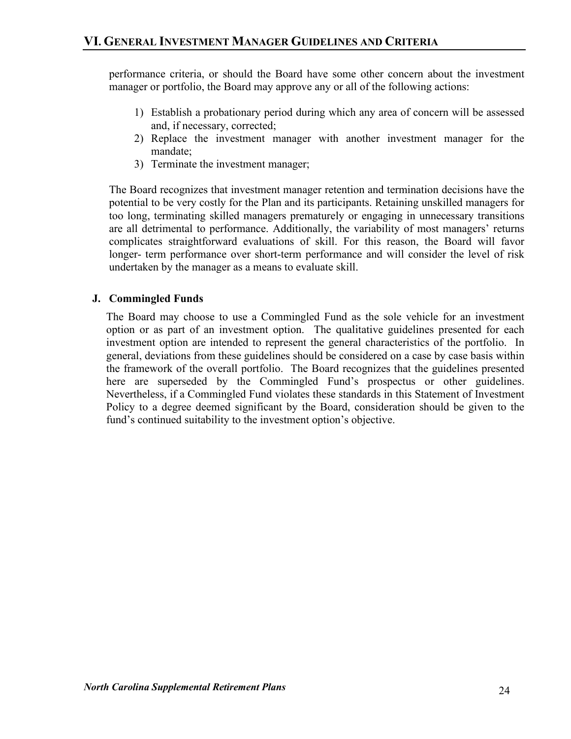performance criteria, or should the Board have some other concern about the investment manager or portfolio, the Board may approve any or all of the following actions:

1) Establish a probationary period during which any area of concern will be assessed and, if necessary, corrected;
2) Replace the investment manager with another investment manager for the mandate;
3) Terminate the investment manager;

The Board recognizes that investment manager retention and termination decisions have the potential to be very costly for the Plan and its participants. Retaining unskilled managers for too long, terminating skilled managers prematurely or engaging in unnecessary transitions are all detrimental to performance. Additionally, the variability of most managers' returns complicates straightforward evaluations of skill. For this reason, the Board will favor longer- term performance over short-term performance and will consider the level of risk undertaken by the manager as a means to evaluate skill.

### J. Commingled Funds

The Board may choose to use a Commingled Fund as the sole vehicle for an investment option or as part of an investment option. The qualitative guidelines presented for each investment option are intended to represent the general characteristics of the portfolio. In general, deviations from these guidelines should be considered on a case by case basis within the framework of the overall portfolio. The Board recognizes that the guidelines presented here are superseded by the Commingled Fund's prospectus or other guidelines. Nevertheless, if a Commingled Fund violates these standards in this Statement of Investment Policy to a degree deemed significant by the Board, consideration should be given to the fund's continued suitability to the investment option's objective.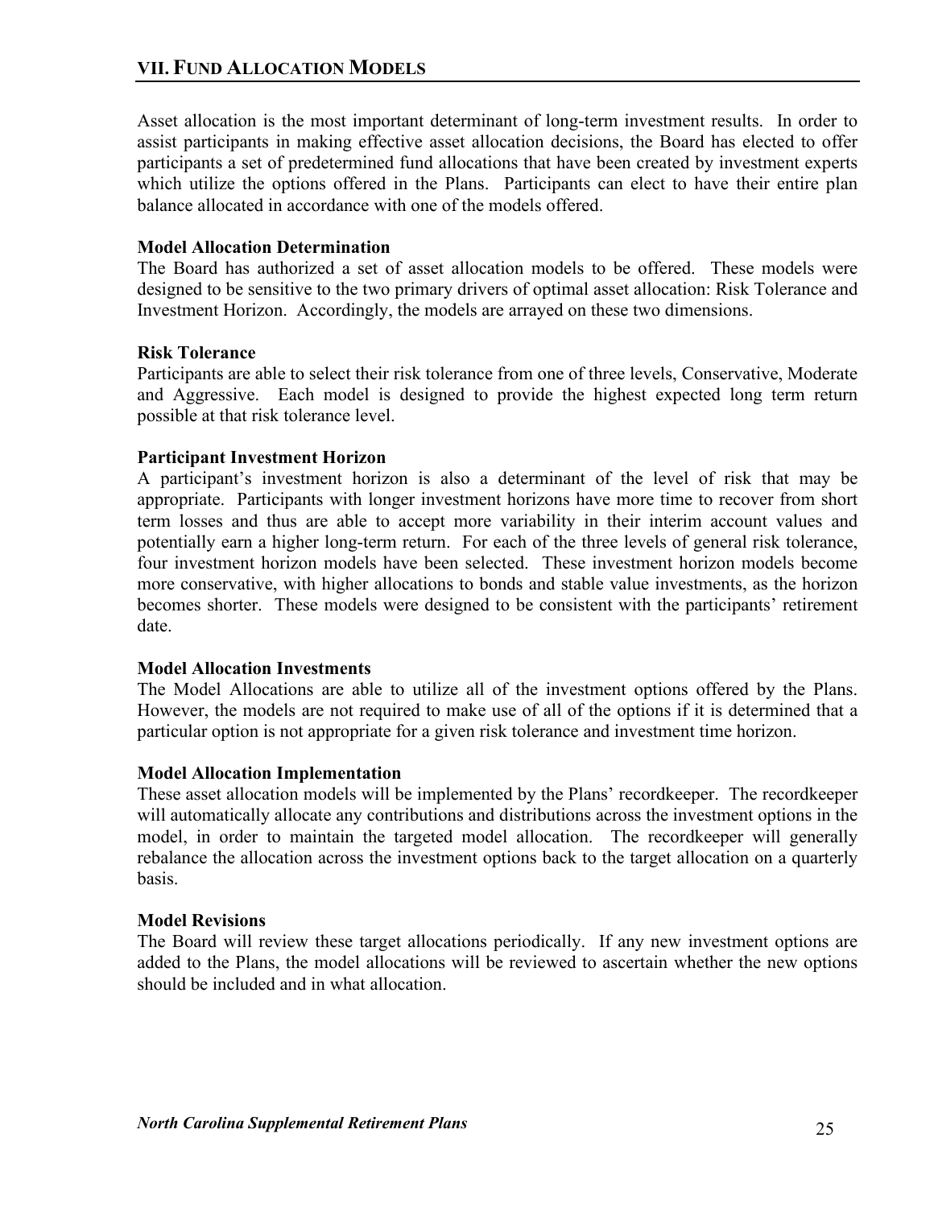## VII. Fund Allocation Models

Asset allocation is the most important determinant of long-term investment results. In order to assist participants in making effective asset allocation decisions, the Board has elected to offer participants a set of predetermined fund allocations that have been created by investment experts which utilize the options offered in the Plans. Participants can elect to have their entire plan balance allocated in accordance with one of the models offered.

**Model Allocation Determination**
The Board has authorized a set of asset allocation models to be offered. These models were designed to be sensitive to the two primary drivers of optimal asset allocation: Risk Tolerance and Investment Horizon. Accordingly, the models are arrayed on these two dimensions.

**Risk Tolerance**
Participants are able to select their risk tolerance from one of three levels, Conservative, Moderate and Aggressive. Each model is designed to provide the highest expected long term return possible at that risk tolerance level.

**Participant Investment Horizon**
A participant's investment horizon is also a determinant of the level of risk that may be appropriate. Participants with longer investment horizons have more time to recover from short term losses and thus are able to accept more variability in their interim account values and potentially earn a higher long-term return. For each of the three levels of general risk tolerance, four investment horizon models have been selected. These investment horizon models become more conservative, with higher allocations to bonds and stable value investments, as the horizon becomes shorter. These models were designed to be consistent with the participants' retirement date.

**Model Allocation Investments**
The Model Allocations are able to utilize all of the investment options offered by the Plans. However, the models are not required to make use of all of the options if it is determined that a particular option is not appropriate for a given risk tolerance and investment time horizon.

**Model Allocation Implementation**
These asset allocation models will be implemented by the Plans' recordkeeper. The recordkeeper will automatically allocate any contributions and distributions across the investment options in the model, in order to maintain the targeted model allocation. The recordkeeper will generally rebalance the allocation across the investment options back to the target allocation on a quarterly basis.

**Model Revisions**
The Board will review these target allocations periodically. If any new investment options are added to the Plans, the model allocations will be reviewed to ascertain whether the new options should be included and in what allocation.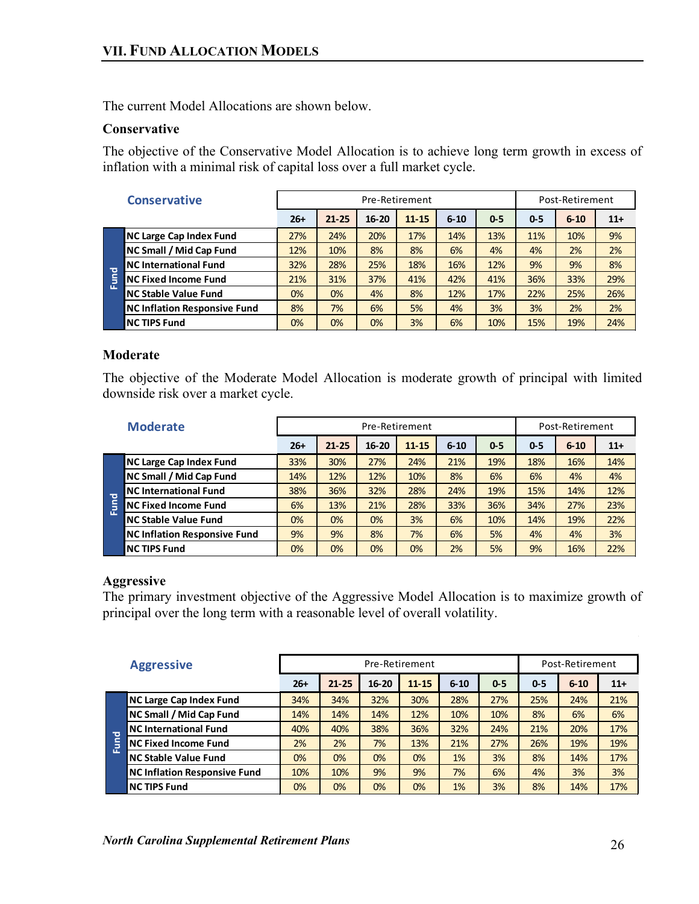## VII. Fund Allocation Models

The current Model Allocations are shown below.

### Conservative

The objective of the Conservative Model Allocation is to achieve long term growth in excess of inflation with a minimal risk of capital loss over a full market cycle.

| Conservative | Pre-Retirement | | | | | | Post-Retirement | | |
|---|---|---|---|---|---|---|---|---|---|
| Fund | 26+ | 21-25 | 16-20 | 11-15 | 6-10 | 0-5 | 0-5 | 6-10 | 11+ |
| NC Large Cap Index Fund | 27% | 24% | 20% | 17% | 14% | 13% | 11% | 10% | 9% |
| NC Small / Mid Cap Fund | 12% | 10% | 8% | 8% | 6% | 4% | 4% | 2% | 2% |
| NC International Fund | 32% | 28% | 25% | 18% | 16% | 12% | 9% | 9% | 8% |
| NC Fixed Income Fund | 21% | 31% | 37% | 41% | 42% | 41% | 36% | 33% | 29% |
| NC Stable Value Fund | 0% | 0% | 4% | 8% | 12% | 17% | 22% | 25% | 26% |
| NC Inflation Responsive Fund | 8% | 7% | 6% | 5% | 4% | 3% | 3% | 2% | 2% |
| NC TIPS Fund | 0% | 0% | 0% | 3% | 6% | 10% | 15% | 19% | 24% |

### Moderate

The objective of the Moderate Model Allocation is moderate growth of principal with limited downside risk over a market cycle.

| Moderate | Pre-Retirement | | | | | | Post-Retirement | | |
|---|---|---|---|---|---|---|---|---|---|
| Fund | 26+ | 21-25 | 16-20 | 11-15 | 6-10 | 0-5 | 0-5 | 6-10 | 11+ |
| NC Large Cap Index Fund | 33% | 30% | 27% | 24% | 21% | 19% | 18% | 16% | 14% |
| NC Small / Mid Cap Fund | 14% | 12% | 12% | 10% | 8% | 6% | 6% | 4% | 4% |
| NC International Fund | 38% | 36% | 32% | 28% | 24% | 19% | 15% | 14% | 12% |
| NC Fixed Income Fund | 6% | 13% | 21% | 28% | 33% | 36% | 34% | 27% | 23% |
| NC Stable Value Fund | 0% | 0% | 0% | 3% | 6% | 10% | 14% | 19% | 22% |
| NC Inflation Responsive Fund | 9% | 9% | 8% | 7% | 6% | 5% | 4% | 4% | 3% |
| NC TIPS Fund | 0% | 0% | 0% | 0% | 2% | 5% | 9% | 16% | 22% |

### Aggressive

The primary investment objective of the Aggressive Model Allocation is to maximize growth of principal over the long term with a reasonable level of overall volatility.

| Aggressive | Pre-Retirement | | | | | | Post-Retirement | | |
|---|---|---|---|---|---|---|---|---|---|
| Fund | 26+ | 21-25 | 16-20 | 11-15 | 6-10 | 0-5 | 0-5 | 6-10 | 11+ |
| NC Large Cap Index Fund | 34% | 34% | 32% | 30% | 28% | 27% | 25% | 24% | 21% |
| NC Small / Mid Cap Fund | 14% | 14% | 14% | 12% | 10% | 10% | 8% | 6% | 6% |
| NC International Fund | 40% | 40% | 38% | 36% | 32% | 24% | 21% | 20% | 17% |
| NC Fixed Income Fund | 2% | 2% | 7% | 13% | 21% | 27% | 26% | 19% | 19% |
| NC Stable Value Fund | 0% | 0% | 0% | 0% | 1% | 3% | 8% | 14% | 17% |
| NC Inflation Responsive Fund | 10% | 10% | 9% | 9% | 7% | 6% | 4% | 3% | 3% |
| NC TIPS Fund | 0% | 0% | 0% | 0% | 1% | 3% | 8% | 14% | 17% |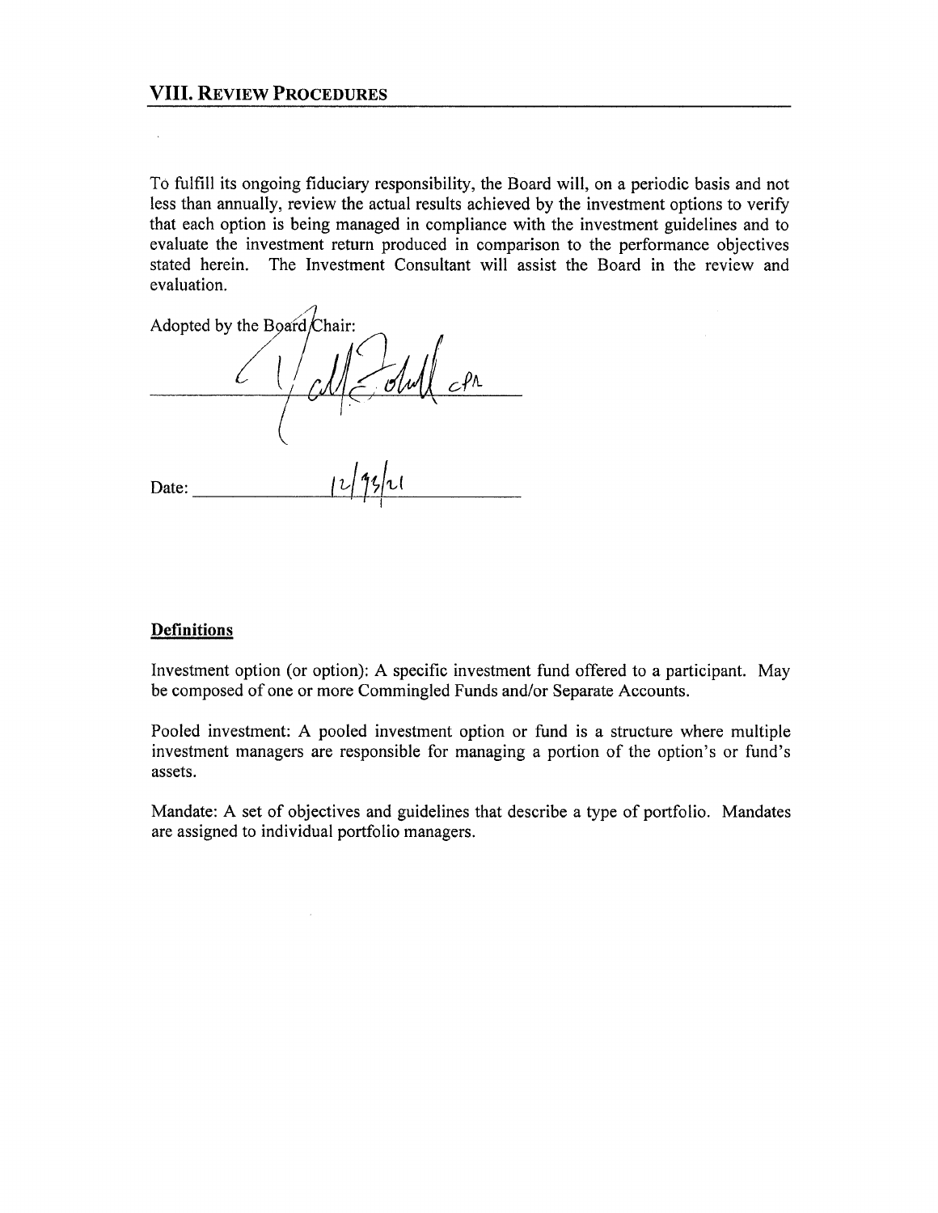## VIII. Review Procedures

To fulfill its ongoing fiduciary responsibility, the Board will, on a periodic basis and not less than annually, review the actual results achieved by the investment options to verify that each option is being managed in compliance with the investment guidelines and to evaluate the investment return produced in comparison to the performance objectives stated herein. The Investment Consultant will assist the Board in the review and evaluation.

Adopted by the Board Chair:

_______________________ CPA

Date: 12/13/21

**Definitions**

Investment option (or option): A specific investment fund offered to a participant. May be composed of one or more Commingled Funds and/or Separate Accounts.

Pooled investment: A pooled investment option or fund is a structure where multiple investment managers are responsible for managing a portion of the option's or fund's assets.

Mandate: A set of objectives and guidelines that describe a type of portfolio. Mandates are assigned to individual portfolio managers.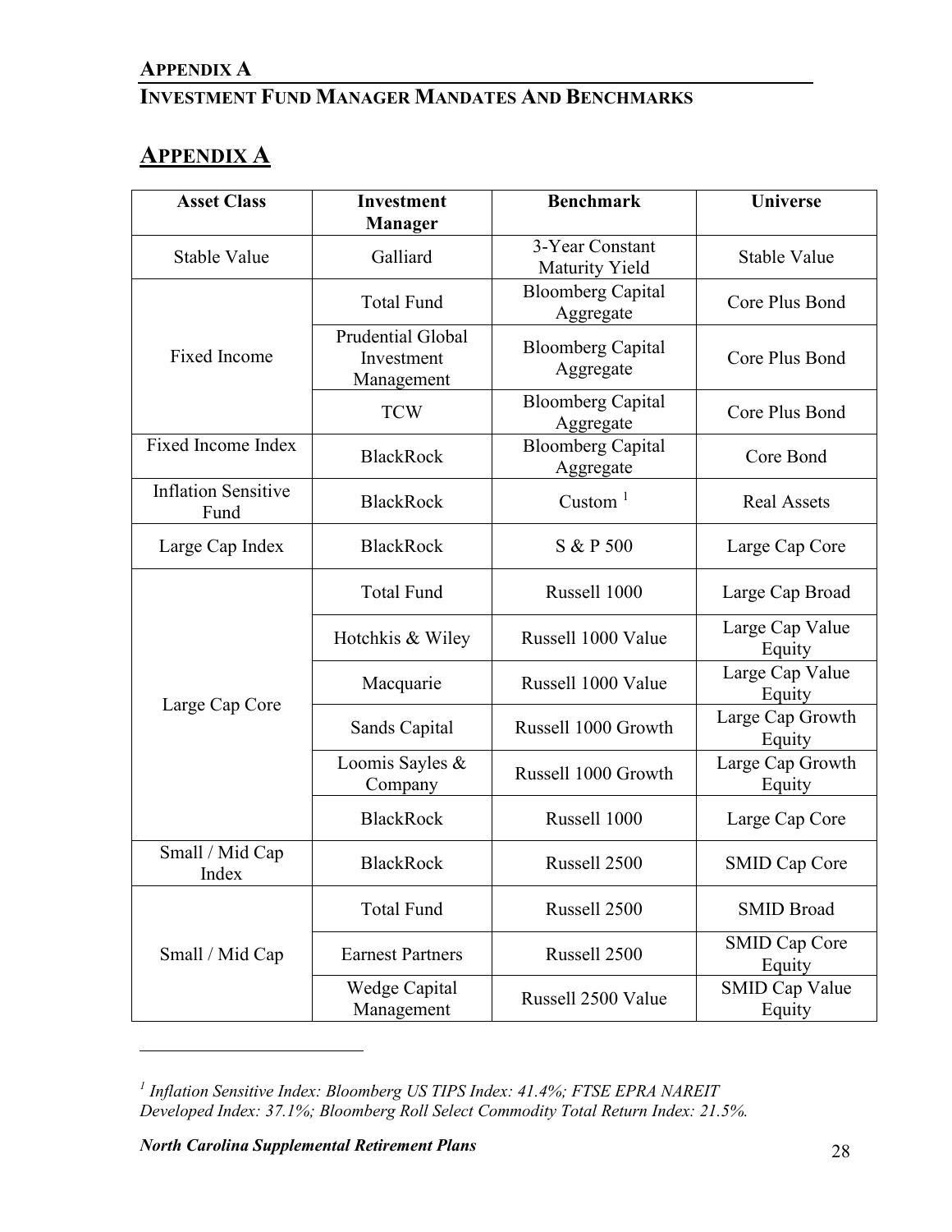## APPENDIX A
## INVESTMENT FUND MANAGER MANDATES AND BENCHMARKS

# APPENDIX A

| Asset Class | Investment Manager | Benchmark | Universe |
|---|---|---|---|
| Stable Value | Galliard | 3-Year Constant Maturity Yield | Stable Value |
| Fixed Income | Total Fund | Bloomberg Capital Aggregate | Core Plus Bond |
| | Prudential Global Investment Management | Bloomberg Capital Aggregate | Core Plus Bond |
| | TCW | Bloomberg Capital Aggregate | Core Plus Bond |
| Fixed Income Index | BlackRock | Bloomberg Capital Aggregate | Core Bond |
| Inflation Sensitive Fund | BlackRock | Custom [1] | Real Assets |
| Large Cap Index | BlackRock | S & P 500 | Large Cap Core |
| Large Cap Core | Total Fund | Russell 1000 | Large Cap Broad |
| | Hotchkis & Wiley | Russell 1000 Value | Large Cap Value Equity |
| | Macquarie | Russell 1000 Value | Large Cap Value Equity |
| | Sands Capital | Russell 1000 Growth | Large Cap Growth Equity |
| | Loomis Sayles & Company | Russell 1000 Growth | Large Cap Growth Equity |
| | BlackRock | Russell 1000 | Large Cap Core |
| Small / Mid Cap Index | BlackRock | Russell 2500 | SMID Cap Core |
| Small / Mid Cap | Total Fund | Russell 2500 | SMID Broad |
| | Earnest Partners | Russell 2500 | SMID Cap Core Equity |
| | Wedge Capital Management | Russell 2500 Value | SMID Cap Value Equity |

---

[1] *Inflation Sensitive Index: Bloomberg US TIPS Index: 41.4%; FTSE EPRA NAREIT Developed Index: 37.1%; Bloomberg Roll Select Commodity Total Return Index: 21.5%.*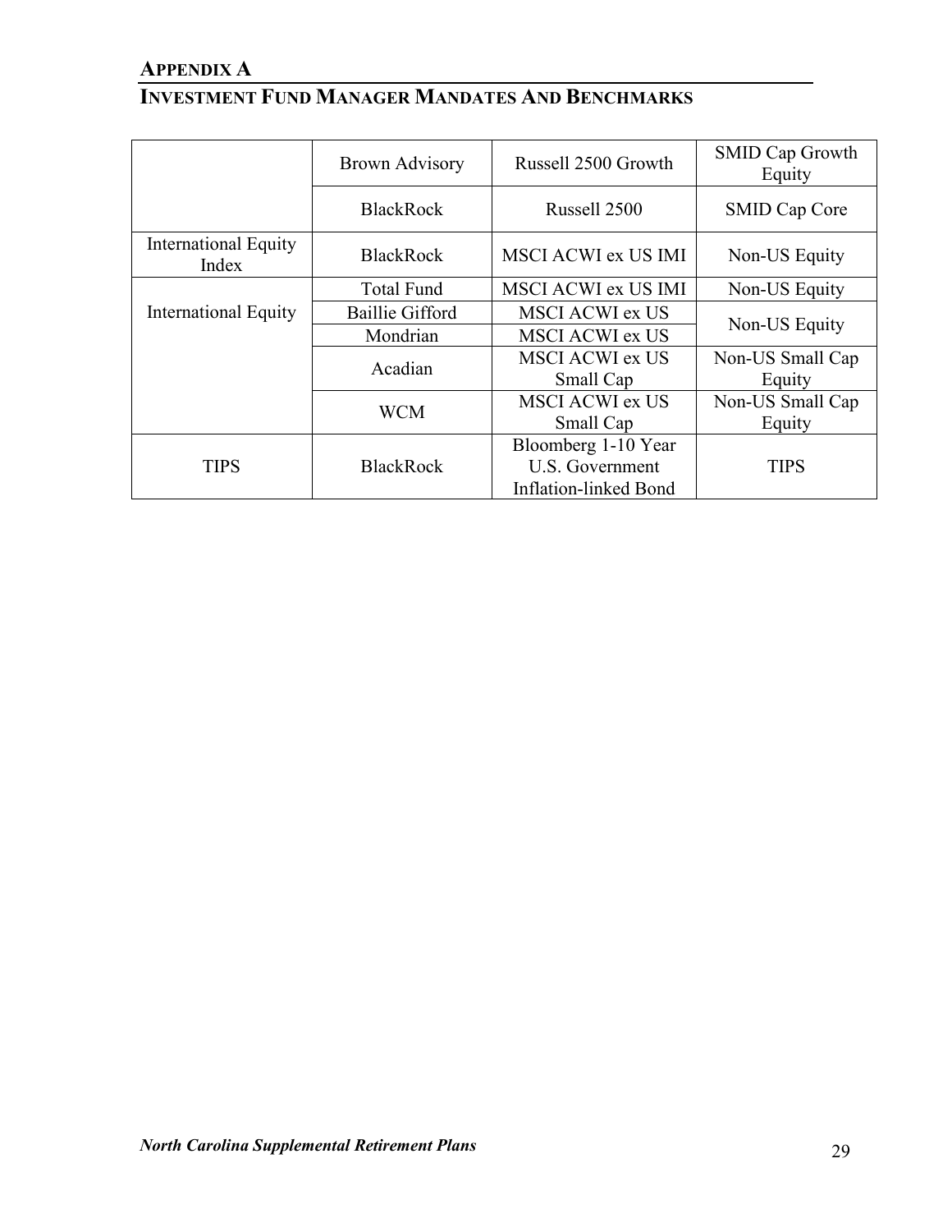**APPENDIX A**

**INVESTMENT FUND MANAGER MANDATES AND BENCHMARKS**

| | | | |
|---|---|---|---|
| | Brown Advisory | Russell 2500 Growth | SMID Cap Growth Equity |
| | BlackRock | Russell 2500 | SMID Cap Core |
| International Equity Index | BlackRock | MSCI ACWI ex US IMI | Non-US Equity |
| International Equity | Total Fund | MSCI ACWI ex US IMI | Non-US Equity |
| | Baillie Gifford | MSCI ACWI ex US | Non-US Equity |
| | Mondrian | MSCI ACWI ex US | |
| | Acadian | MSCI ACWI ex US Small Cap | Non-US Small Cap Equity |
| | WCM | MSCI ACWI ex US Small Cap | Non-US Small Cap Equity |
| TIPS | BlackRock | Bloomberg 1-10 Year U.S. Government Inflation-linked Bond | TIPS |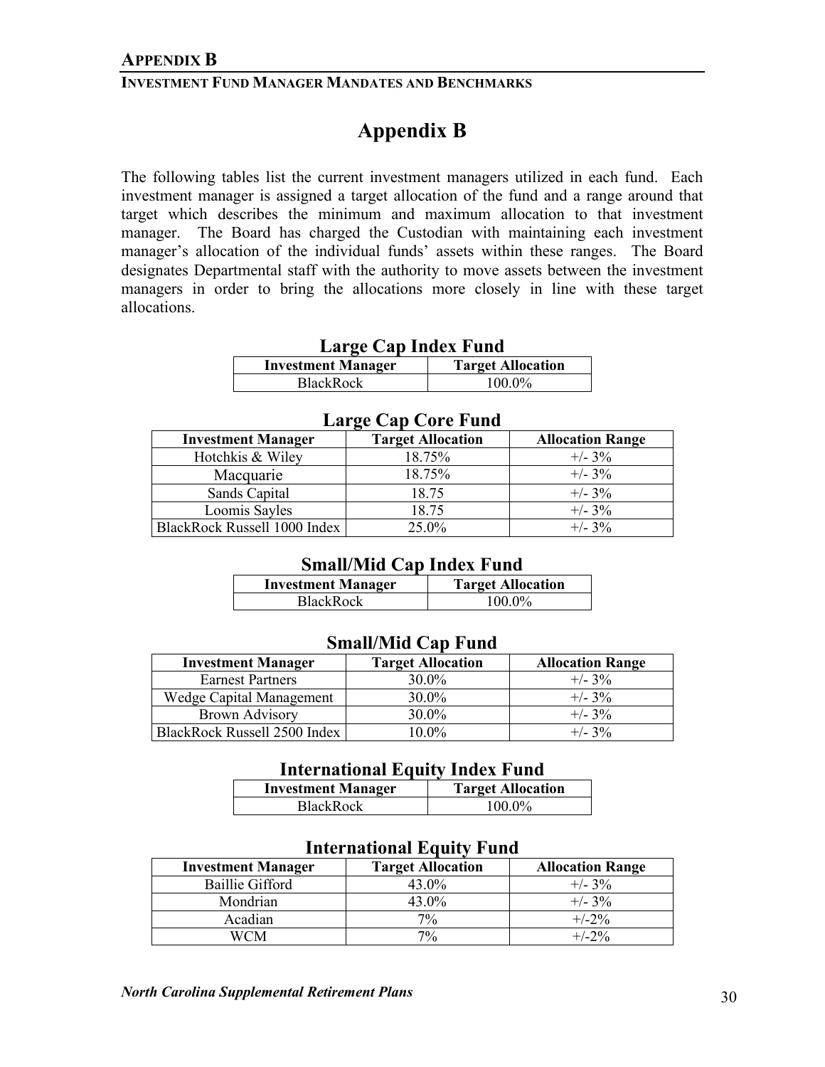# Appendix B

## Investment Fund Manager Mandates and Benchmarks

# Appendix B

The following tables list the current investment managers utilized in each fund. Each investment manager is assigned a target allocation of the fund and a range around that target which describes the minimum and maximum allocation to that investment manager. The Board has charged the Custodian with maintaining each investment manager's allocation of the individual funds' assets within these ranges. The Board designates Departmental staff with the authority to move assets between the investment managers in order to bring the allocations more closely in line with these target allocations.

### Large Cap Index Fund

| Investment Manager | Target Allocation |
|---|---|
| BlackRock | 100.0% |

### Large Cap Core Fund

| Investment Manager | Target Allocation | Allocation Range |
|---|---|---|
| Hotchkis & Wiley | 18.75% | +/- 3% |
| Macquarie | 18.75% | +/- 3% |
| Sands Capital | 18.75 | +/- 3% |
| Loomis Sayles | 18.75 | +/- 3% |
| BlackRock Russell 1000 Index | 25.0% | +/- 3% |

### Small/Mid Cap Index Fund

| Investment Manager | Target Allocation |
|---|---|
| BlackRock | 100.0% |

### Small/Mid Cap Fund

| Investment Manager | Target Allocation | Allocation Range |
|---|---|---|
| Earnest Partners | 30.0% | +/- 3% |
| Wedge Capital Management | 30.0% | +/- 3% |
| Brown Advisory | 30.0% | +/- 3% |
| BlackRock Russell 2500 Index | 10.0% | +/- 3% |

### International Equity Index Fund

| Investment Manager | Target Allocation |
|---|---|
| BlackRock | 100.0% |

### International Equity Fund

| Investment Manager | Target Allocation | Allocation Range |
|---|---|---|
| Baillie Gifford | 43.0% | +/- 3% |
| Mondrian | 43.0% | +/- 3% |
| Acadian | 7% | +/-2% |
| WCM | 7% | +/-2% |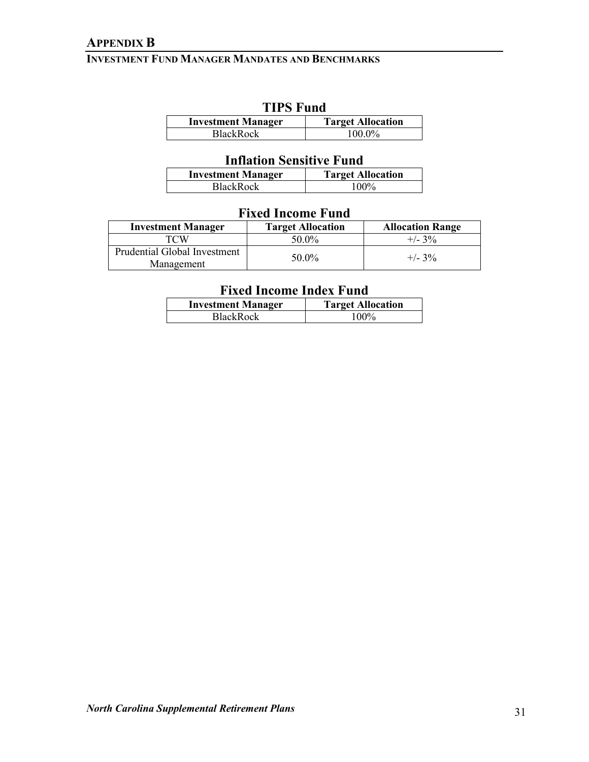## APPENDIX B

### INVESTMENT FUND MANAGER MANDATES AND BENCHMARKS

### TIPS Fund

| Investment Manager | Target Allocation |
|---|---|
| BlackRock | 100.0% |

### Inflation Sensitive Fund

| Investment Manager | Target Allocation |
|---|---|
| BlackRock | 100% |

### Fixed Income Fund

| Investment Manager | Target Allocation | Allocation Range |
|---|---|---|
| TCW | 50.0% | +/- 3% |
| Prudential Global Investment Management | 50.0% | +/- 3% |

### Fixed Income Index Fund

| Investment Manager | Target Allocation |
|---|---|
| BlackRock | 100% |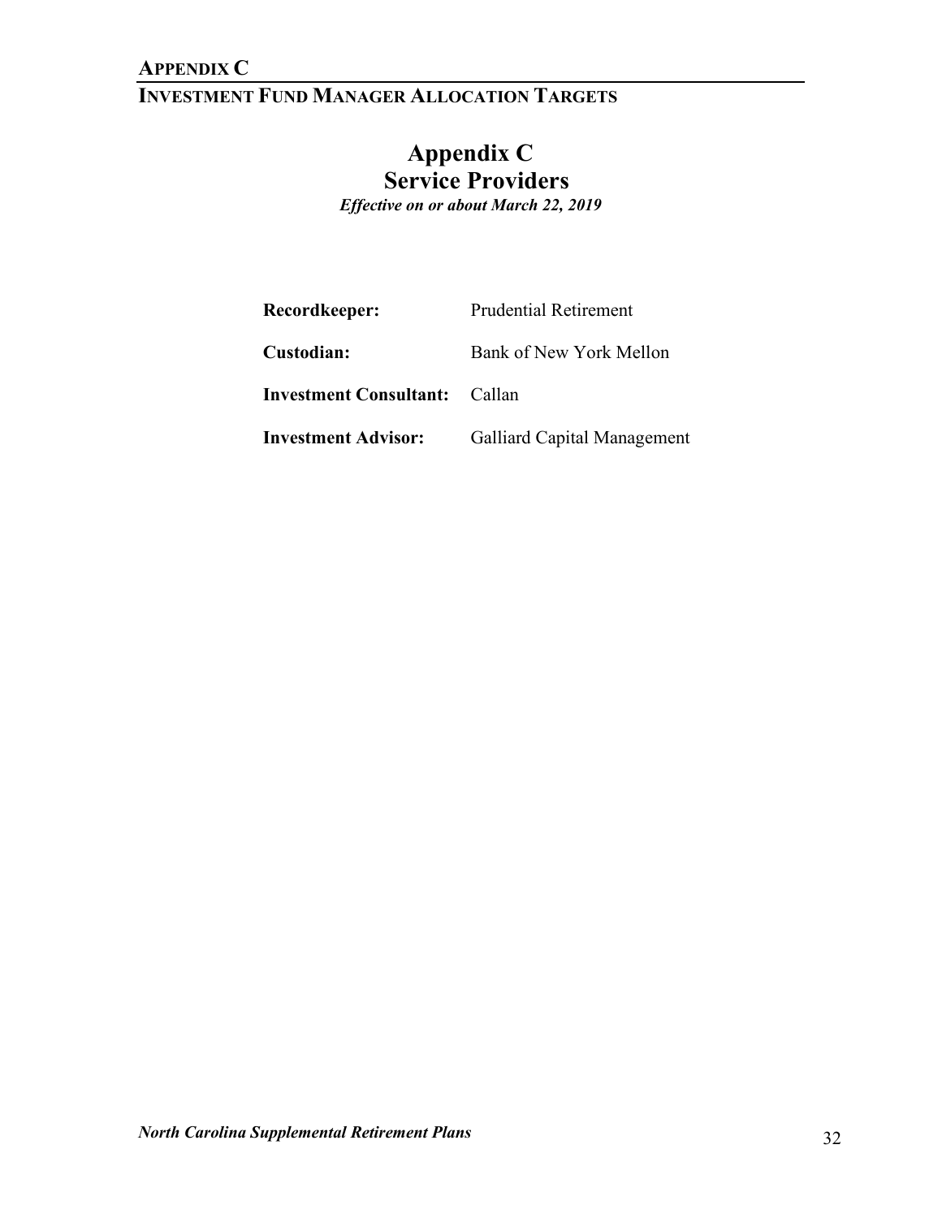# Appendix C
## Service Providers
*Effective on or about March 22, 2019*

**Recordkeeper:** Prudential Retirement

**Custodian:** Bank of New York Mellon

**Investment Consultant:** Callan

**Investment Advisor:** Galliard Capital Management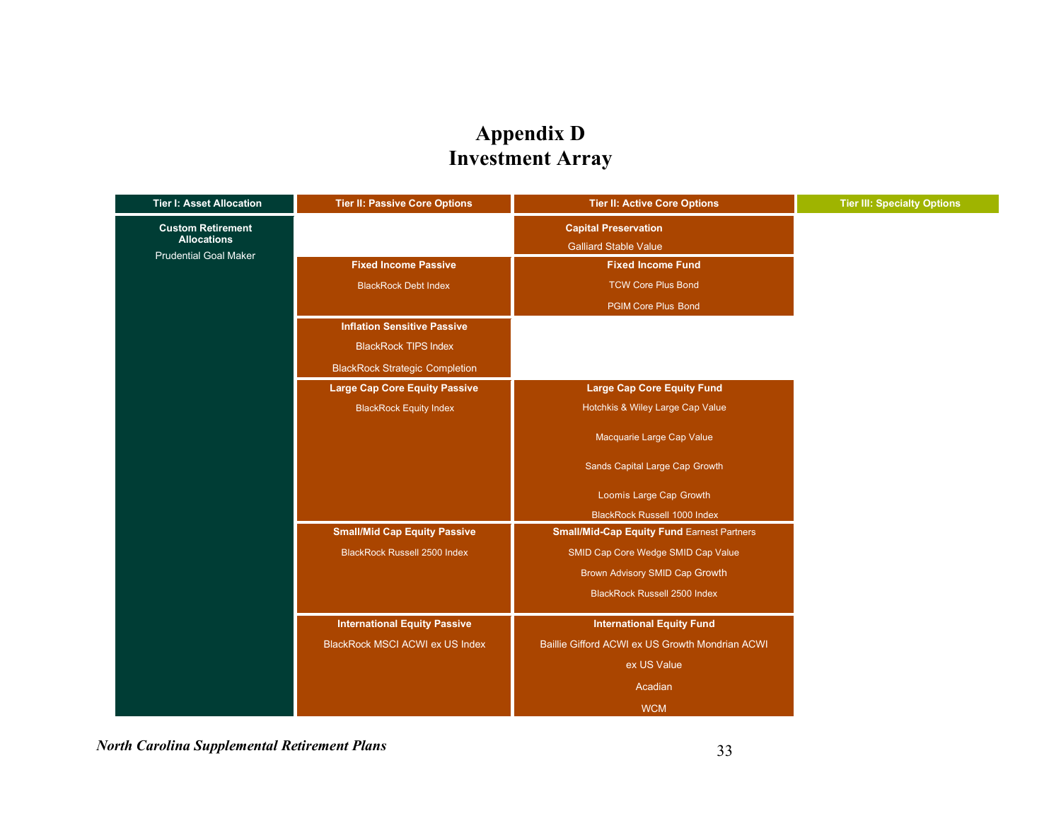# Appendix D
# Investment Array

| Tier I: Asset Allocation | Tier II: Passive Core Options | Tier II: Active Core Options | Tier III: Specialty Options |
|---|---|---|---|
| **Custom Retirement Allocations**<br>Prudential Goal Maker | | **Capital Preservation**<br>Galliard Stable Value | |
| | **Fixed Income Passive**<br>BlackRock Debt Index | **Fixed Income Fund**<br>TCW Core Plus Bond<br>PGIM Core Plus Bond | |
| | **Inflation Sensitive Passive**<br>BlackRock TIPS Index<br>BlackRock Strategic Completion | | |
| | **Large Cap Core Equity Passive**<br>BlackRock Equity Index | **Large Cap Core Equity Fund**<br>Hotchkis & Wiley Large Cap Value<br>Macquarie Large Cap Value<br>Sands Capital Large Cap Growth<br>Loomis Large Cap Growth<br>BlackRock Russell 1000 Index | |
| | **Small/Mid Cap Equity Passive**<br>BlackRock Russell 2500 Index | **Small/Mid-Cap Equity Fund** Earnest Partners<br>SMID Cap Core Wedge SMID Cap Value<br>Brown Advisory SMID Cap Growth<br>BlackRock Russell 2500 Index | |
| | **International Equity Passive**<br>BlackRock MSCI ACWI ex US Index | **International Equity Fund**<br>Baillie Gifford ACWI ex US Growth Mondrian ACWI<br>ex US Value<br>Acadian<br>WCM | |

*North Carolina Supplemental Retirement Plans*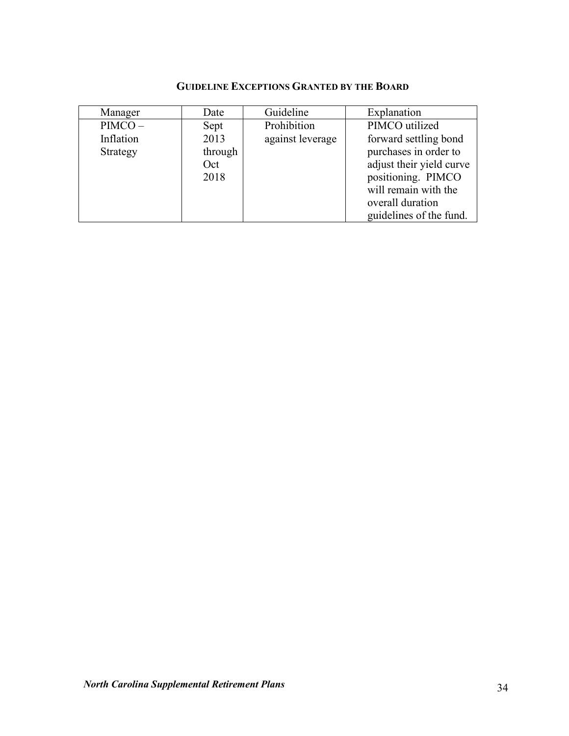## Guideline Exceptions Granted by the Board

| Manager | Date | Guideline | Explanation |
|---|---|---|---|
| PIMCO – Inflation Strategy | Sept 2013 through Oct 2018 | Prohibition against leverage | PIMCO utilized forward settling bond purchases in order to adjust their yield curve positioning. PIMCO will remain with the overall duration guidelines of the fund. |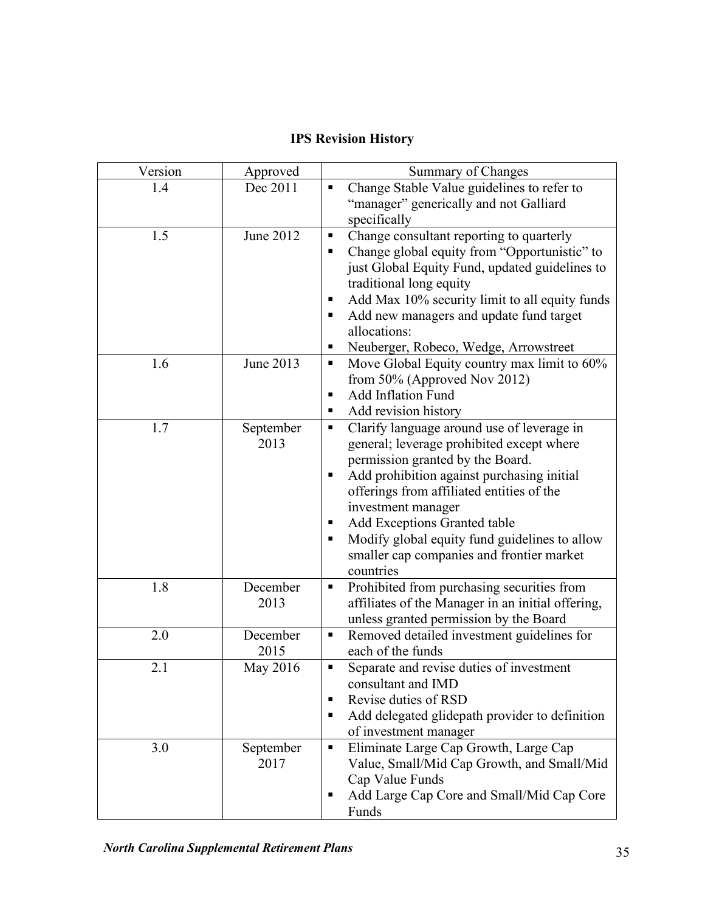## IPS Revision History

| Version | Approved | Summary of Changes |
|---|---|---|
| 1.4 | Dec 2011 | ▪ Change Stable Value guidelines to refer to "manager" generically and not Galliard specifically |
| 1.5 | June 2012 | ▪ Change consultant reporting to quarterly<br>▪ Change global equity from "Opportunistic" to just Global Equity Fund, updated guidelines to traditional long equity<br>▪ Add Max 10% security limit to all equity funds<br>▪ Add new managers and update fund target allocations:<br>▪ Neuberger, Robeco, Wedge, Arrowstreet |
| 1.6 | June 2013 | ▪ Move Global Equity country max limit to 60% from 50% (Approved Nov 2012)<br>▪ Add Inflation Fund<br>▪ Add revision history |
| 1.7 | September 2013 | ▪ Clarify language around use of leverage in general; leverage prohibited except where permission granted by the Board.<br>▪ Add prohibition against purchasing initial offerings from affiliated entities of the investment manager<br>▪ Add Exceptions Granted table<br>▪ Modify global equity fund guidelines to allow smaller cap companies and frontier market countries |
| 1.8 | December 2013 | ▪ Prohibited from purchasing securities from affiliates of the Manager in an initial offering, unless granted permission by the Board |
| 2.0 | December 2015 | ▪ Removed detailed investment guidelines for each of the funds |
| 2.1 | May 2016 | ▪ Separate and revise duties of investment consultant and IMD<br>▪ Revise duties of RSD<br>▪ Add delegated glidepath provider to definition of investment manager |
| 3.0 | September 2017 | ▪ Eliminate Large Cap Growth, Large Cap Value, Small/Mid Cap Growth, and Small/Mid Cap Value Funds<br>▪ Add Large Cap Core and Small/Mid Cap Core Funds |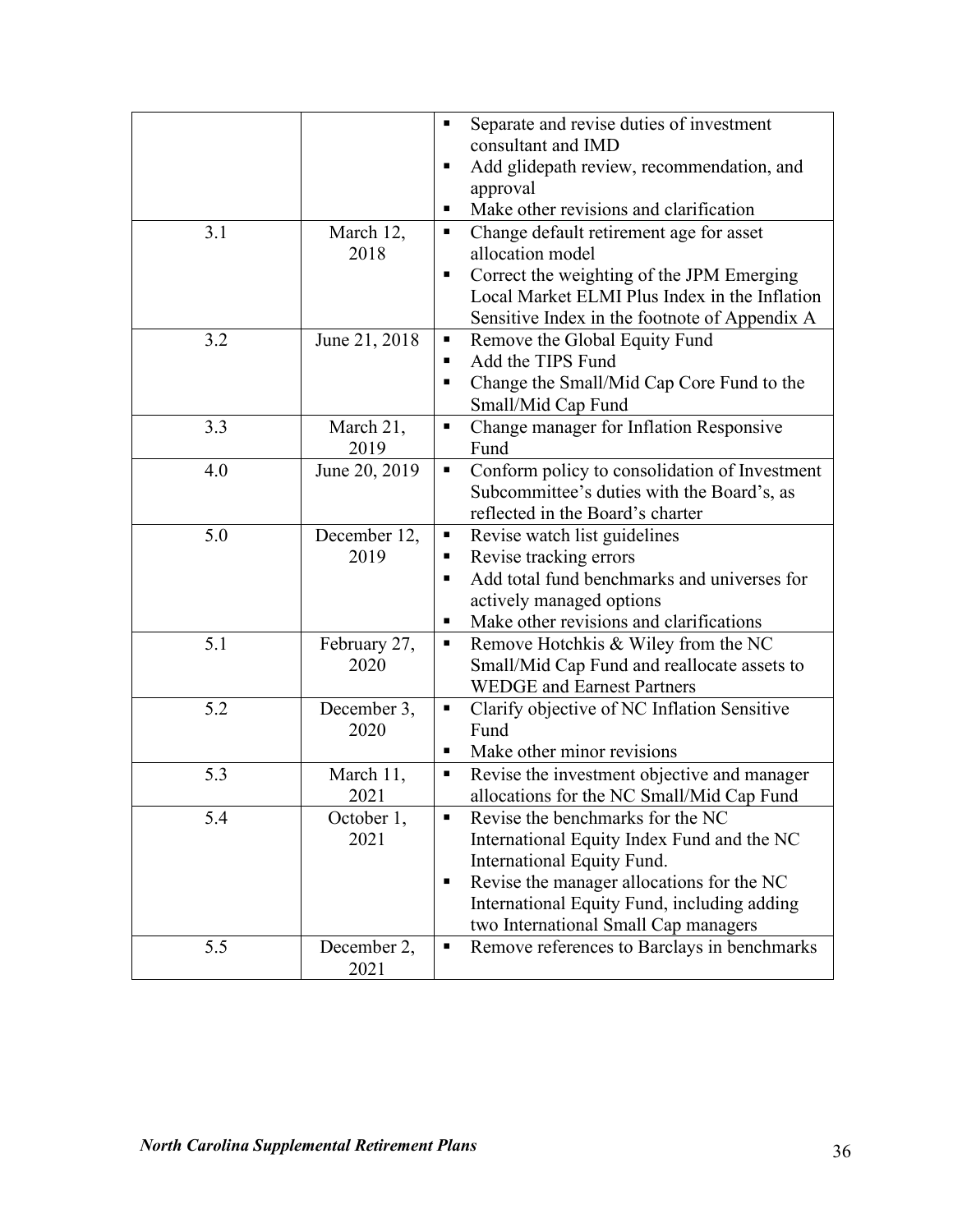| | | |
|---|---|---|
| | | ▪ Separate and revise duties of investment consultant and IMD<br>▪ Add glidepath review, recommendation, and approval<br>▪ Make other revisions and clarification |
| 3.1 | March 12, 2018 | ▪ Change default retirement age for asset allocation model<br>▪ Correct the weighting of the JPM Emerging Local Market ELMI Plus Index in the Inflation Sensitive Index in the footnote of Appendix A |
| 3.2 | June 21, 2018 | ▪ Remove the Global Equity Fund<br>▪ Add the TIPS Fund<br>▪ Change the Small/Mid Cap Core Fund to the Small/Mid Cap Fund |
| 3.3 | March 21, 2019 | ▪ Change manager for Inflation Responsive Fund |
| 4.0 | June 20, 2019 | ▪ Conform policy to consolidation of Investment Subcommittee's duties with the Board's, as reflected in the Board's charter |
| 5.0 | December 12, 2019 | ▪ Revise watch list guidelines<br>▪ Revise tracking errors<br>▪ Add total fund benchmarks and universes for actively managed options<br>▪ Make other revisions and clarifications |
| 5.1 | February 27, 2020 | ▪ Remove Hotchkis & Wiley from the NC Small/Mid Cap Fund and reallocate assets to WEDGE and Earnest Partners |
| 5.2 | December 3, 2020 | ▪ Clarify objective of NC Inflation Sensitive Fund<br>▪ Make other minor revisions |
| 5.3 | March 11, 2021 | ▪ Revise the investment objective and manager allocations for the NC Small/Mid Cap Fund |
| 5.4 | October 1, 2021 | ▪ Revise the benchmarks for the NC International Equity Index Fund and the NC International Equity Fund.<br>▪ Revise the manager allocations for the NC International Equity Fund, including adding two International Small Cap managers |
| 5.5 | December 2, 2021 | ▪ Remove references to Barclays in benchmarks |